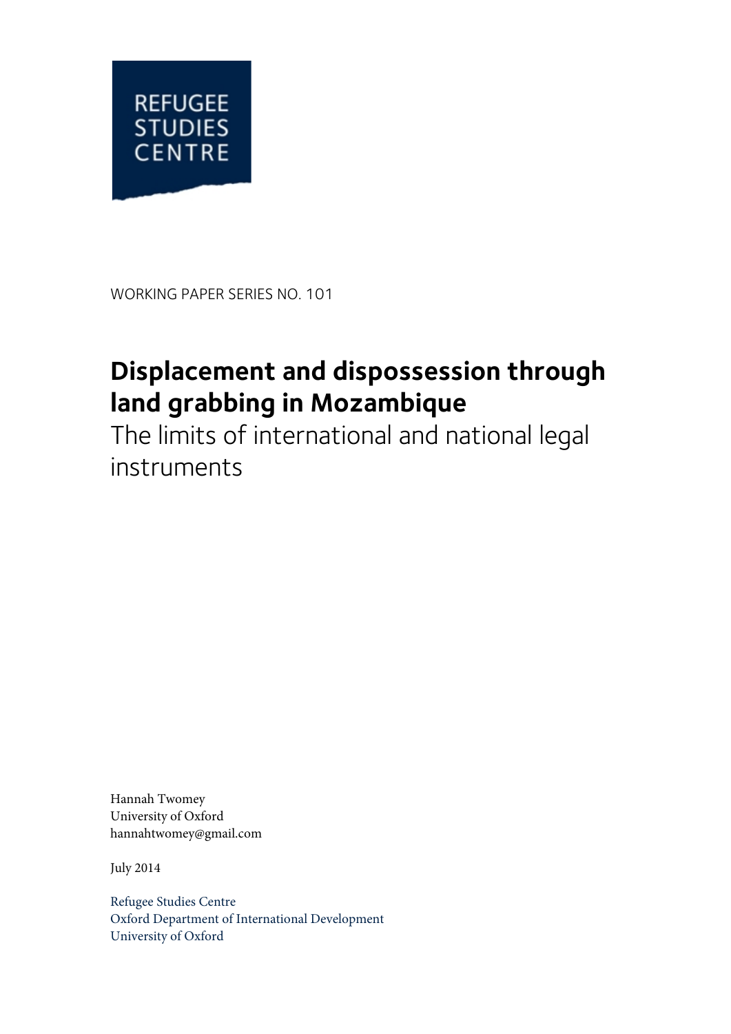REFUGEE STUDIES CENTRE

WORKING PAPER SERIES NO. 101

# Displacement and dispossession through land grabbing in Mozambique

## The limits of international and national legal instruments

Hannah Twomey
University of Oxford
hannahtwomey@gmail.com

July 2014

Refugee Studies Centre
Oxford Department of International Development
University of Oxford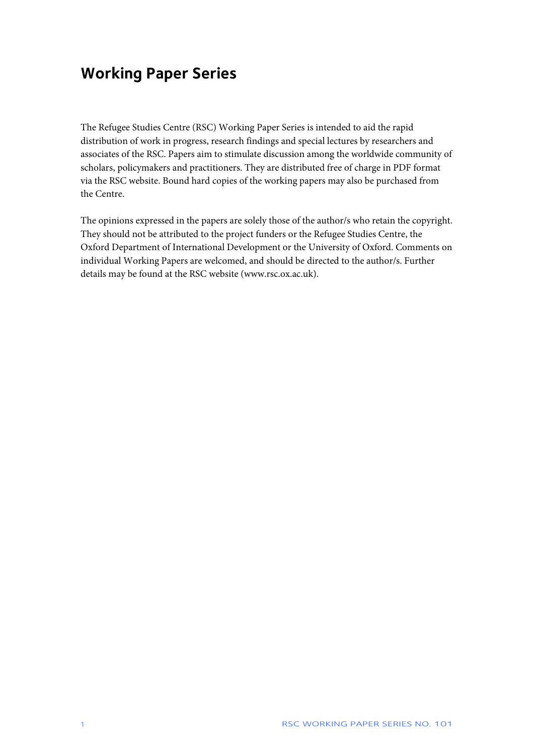## Working Paper Series

The Refugee Studies Centre (RSC) Working Paper Series is intended to aid the rapid distribution of work in progress, research findings and special lectures by researchers and associates of the RSC. Papers aim to stimulate discussion among the worldwide community of scholars, policymakers and practitioners. They are distributed free of charge in PDF format via the RSC website. Bound hard copies of the working papers may also be purchased from the Centre.

The opinions expressed in the papers are solely those of the author/s who retain the copyright. They should not be attributed to the project funders or the Refugee Studies Centre, the Oxford Department of International Development or the University of Oxford. Comments on individual Working Papers are welcomed, and should be directed to the author/s. Further details may be found at the RSC website (www.rsc.ox.ac.uk).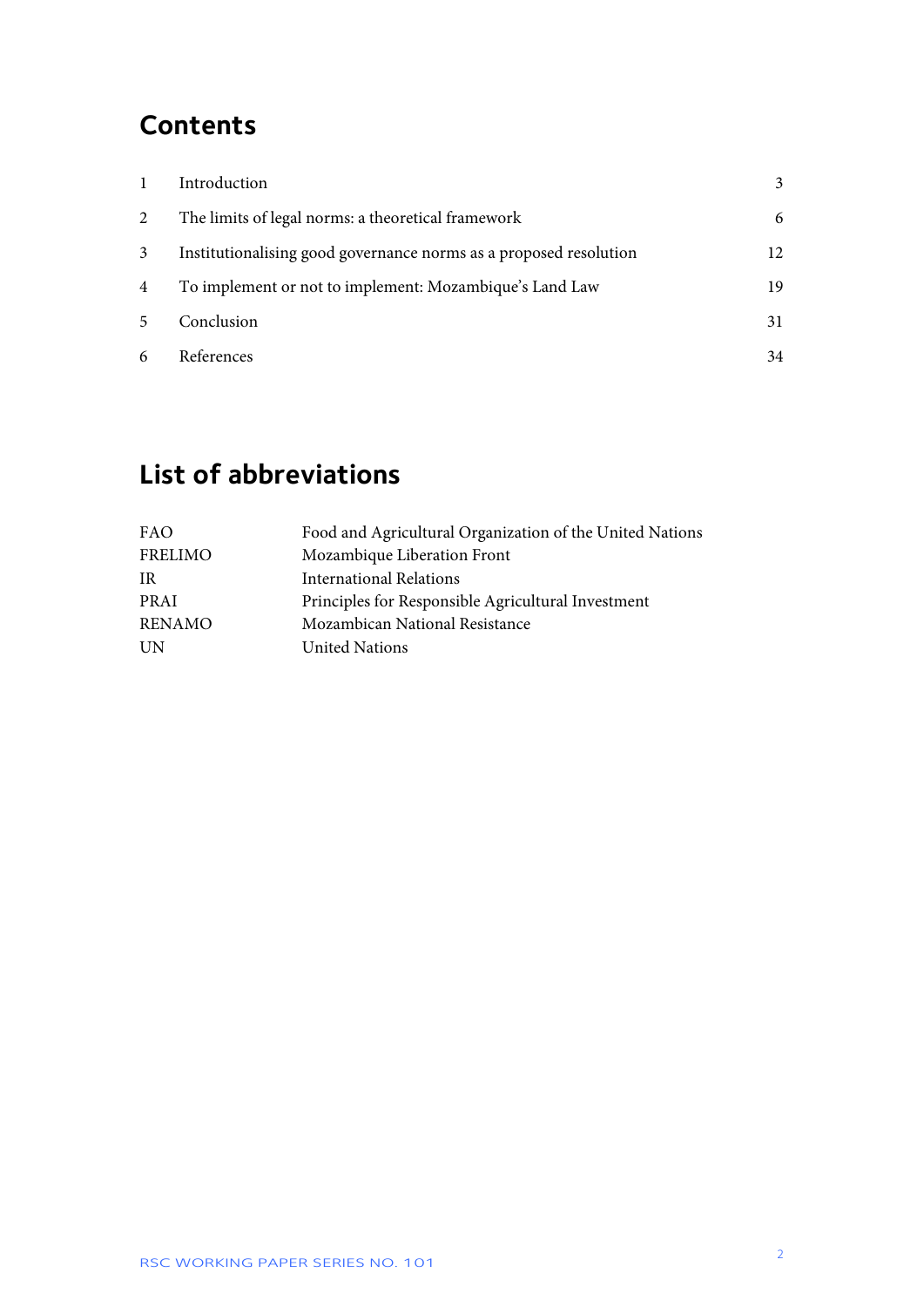## Contents

| | | |
|---|---|---|
| 1 | Introduction | 3 |
| 2 | The limits of legal norms: a theoretical framework | 6 |
| 3 | Institutionalising good governance norms as a proposed resolution | 12 |
| 4 | To implement or not to implement: Mozambique's Land Law | 19 |
| 5 | Conclusion | 31 |
| 6 | References | 34 |

## List of abbreviations

| | |
|---|---|
| FAO | Food and Agricultural Organization of the United Nations |
| FRELIMO | Mozambique Liberation Front |
| IR | International Relations |
| PRAI | Principles for Responsible Agricultural Investment |
| RENAMO | Mozambican National Resistance |
| UN | United Nations |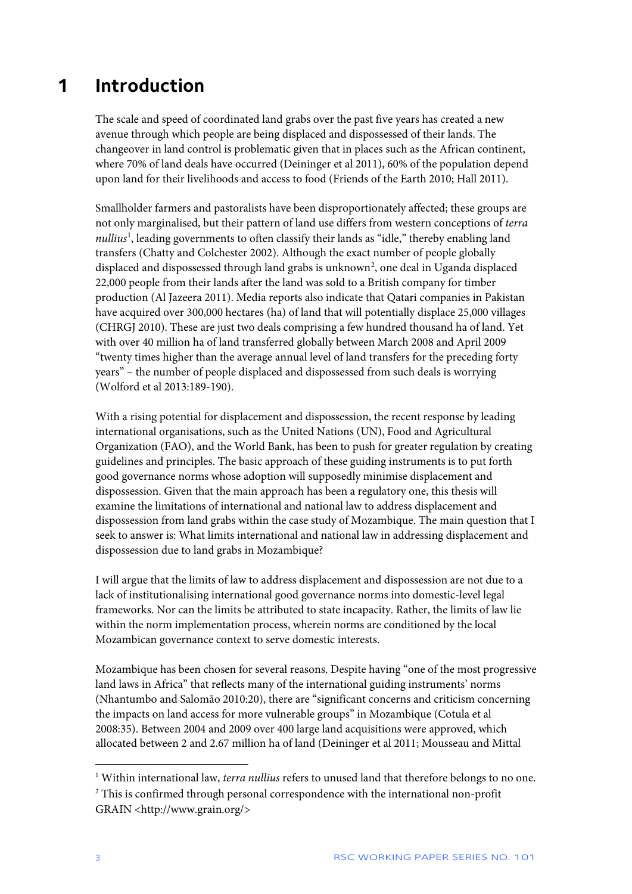# 1 Introduction

The scale and speed of coordinated land grabs over the past five years has created a new avenue through which people are being displaced and dispossessed of their lands. The changeover in land control is problematic given that in places such as the African continent, where 70% of land deals have occurred (Deininger et al 2011), 60% of the population depend upon land for their livelihoods and access to food (Friends of the Earth 2010; Hall 2011).

Smallholder farmers and pastoralists have been disproportionately affected; these groups are not only marginalised, but their pattern of land use differs from western conceptions of *terra nullius*[1], leading governments to often classify their lands as "idle," thereby enabling land transfers (Chatty and Colchester 2002). Although the exact number of people globally displaced and dispossessed through land grabs is unknown[2], one deal in Uganda displaced 22,000 people from their lands after the land was sold to a British company for timber production (Al Jazeera 2011). Media reports also indicate that Qatari companies in Pakistan have acquired over 300,000 hectares (ha) of land that will potentially displace 25,000 villages (CHRGJ 2010). These are just two deals comprising a few hundred thousand ha of land. Yet with over 40 million ha of land transferred globally between March 2008 and April 2009 "twenty times higher than the average annual level of land transfers for the preceding forty years" – the number of people displaced and dispossessed from such deals is worrying (Wolford et al 2013:189-190).

With a rising potential for displacement and dispossession, the recent response by leading international organisations, such as the United Nations (UN), Food and Agricultural Organization (FAO), and the World Bank, has been to push for greater regulation by creating guidelines and principles. The basic approach of these guiding instruments is to put forth good governance norms whose adoption will supposedly minimise displacement and dispossession. Given that the main approach has been a regulatory one, this thesis will examine the limitations of international and national law to address displacement and dispossession from land grabs within the case study of Mozambique. The main question that I seek to answer is: What limits international and national law in addressing displacement and dispossession due to land grabs in Mozambique?

I will argue that the limits of law to address displacement and dispossession are not due to a lack of institutionalising international good governance norms into domestic-level legal frameworks. Nor can the limits be attributed to state incapacity. Rather, the limits of law lie within the norm implementation process, wherein norms are conditioned by the local Mozambican governance context to serve domestic interests.

Mozambique has been chosen for several reasons. Despite having "one of the most progressive land laws in Africa" that reflects many of the international guiding instruments' norms (Nhantumbo and Salomão 2010:20), there are "significant concerns and criticism concerning the impacts on land access for more vulnerable groups" in Mozambique (Cotula et al 2008:35). Between 2004 and 2009 over 400 large land acquisitions were approved, which allocated between 2 and 2.67 million ha of land (Deininger et al 2011; Mousseau and Mittal

---

[1] Within international law, *terra nullius* refers to unused land that therefore belongs to no one.

[2] This is confirmed through personal correspondence with the international non-profit GRAIN <http://www.grain.org/>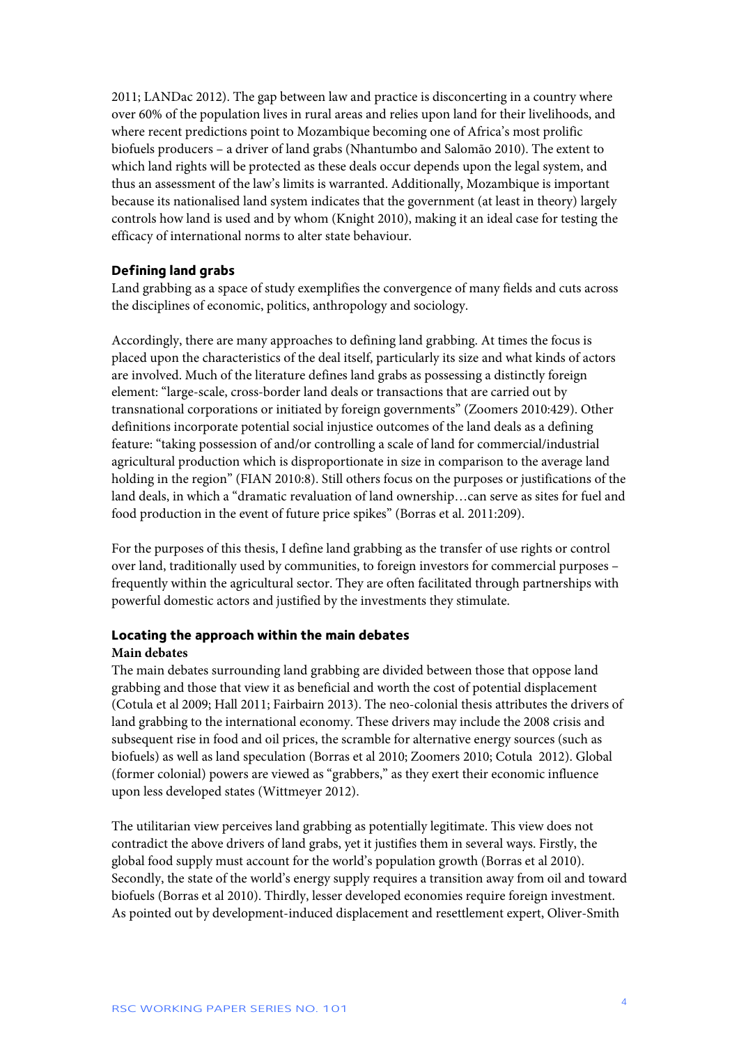2011; LANDac 2012). The gap between law and practice is disconcerting in a country where over 60% of the population lives in rural areas and relies upon land for their livelihoods, and where recent predictions point to Mozambique becoming one of Africa's most prolific biofuels producers – a driver of land grabs (Nhantumbo and Salomão 2010). The extent to which land rights will be protected as these deals occur depends upon the legal system, and thus an assessment of the law's limits is warranted. Additionally, Mozambique is important because its nationalised land system indicates that the government (at least in theory) largely controls how land is used and by whom (Knight 2010), making it an ideal case for testing the efficacy of international norms to alter state behaviour.

### Defining land grabs

Land grabbing as a space of study exemplifies the convergence of many fields and cuts across the disciplines of economic, politics, anthropology and sociology.

Accordingly, there are many approaches to defining land grabbing. At times the focus is placed upon the characteristics of the deal itself, particularly its size and what kinds of actors are involved. Much of the literature defines land grabs as possessing a distinctly foreign element: "large-scale, cross-border land deals or transactions that are carried out by transnational corporations or initiated by foreign governments" (Zoomers 2010:429). Other definitions incorporate potential social injustice outcomes of the land deals as a defining feature: "taking possession of and/or controlling a scale of land for commercial/industrial agricultural production which is disproportionate in size in comparison to the average land holding in the region" (FIAN 2010:8). Still others focus on the purposes or justifications of the land deals, in which a "dramatic revaluation of land ownership…can serve as sites for fuel and food production in the event of future price spikes" (Borras et al. 2011:209).

For the purposes of this thesis, I define land grabbing as the transfer of use rights or control over land, traditionally used by communities, to foreign investors for commercial purposes – frequently within the agricultural sector. They are often facilitated through partnerships with powerful domestic actors and justified by the investments they stimulate.

### Locating the approach within the main debates

#### Main debates

The main debates surrounding land grabbing are divided between those that oppose land grabbing and those that view it as beneficial and worth the cost of potential displacement (Cotula et al 2009; Hall 2011; Fairbairn 2013). The neo-colonial thesis attributes the drivers of land grabbing to the international economy. These drivers may include the 2008 crisis and subsequent rise in food and oil prices, the scramble for alternative energy sources (such as biofuels) as well as land speculation (Borras et al 2010; Zoomers 2010; Cotula 2012). Global (former colonial) powers are viewed as "grabbers," as they exert their economic influence upon less developed states (Wittmeyer 2012).

The utilitarian view perceives land grabbing as potentially legitimate. This view does not contradict the above drivers of land grabs, yet it justifies them in several ways. Firstly, the global food supply must account for the world's population growth (Borras et al 2010). Secondly, the state of the world's energy supply requires a transition away from oil and toward biofuels (Borras et al 2010). Thirdly, lesser developed economies require foreign investment. As pointed out by development-induced displacement and resettlement expert, Oliver-Smith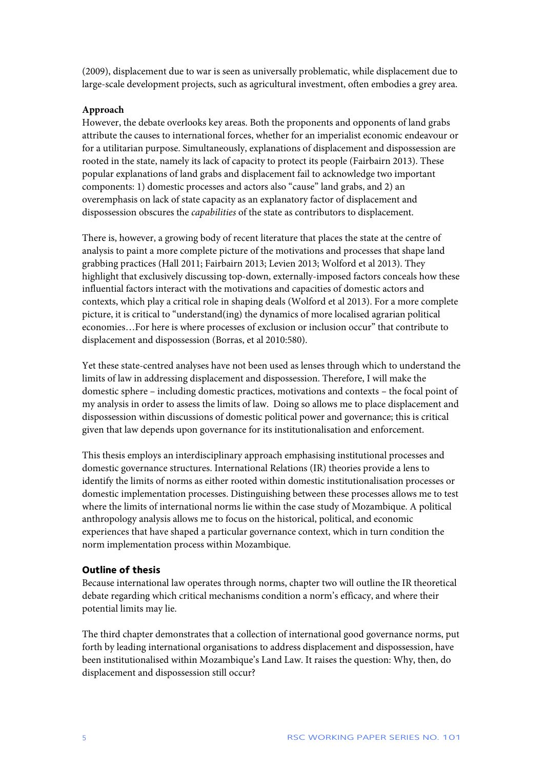(2009), displacement due to war is seen as universally problematic, while displacement due to large-scale development projects, such as agricultural investment, often embodies a grey area.

**Approach**

However, the debate overlooks key areas. Both the proponents and opponents of land grabs attribute the causes to international forces, whether for an imperialist economic endeavour or for a utilitarian purpose. Simultaneously, explanations of displacement and dispossession are rooted in the state, namely its lack of capacity to protect its people (Fairbairn 2013). These popular explanations of land grabs and displacement fail to acknowledge two important components: 1) domestic processes and actors also "cause" land grabs, and 2) an overemphasis on lack of state capacity as an explanatory factor of displacement and dispossession obscures the *capabilities* of the state as contributors to displacement.

There is, however, a growing body of recent literature that places the state at the centre of analysis to paint a more complete picture of the motivations and processes that shape land grabbing practices (Hall 2011; Fairbairn 2013; Levien 2013; Wolford et al 2013). They highlight that exclusively discussing top-down, externally-imposed factors conceals how these influential factors interact with the motivations and capacities of domestic actors and contexts, which play a critical role in shaping deals (Wolford et al 2013). For a more complete picture, it is critical to "understand(ing) the dynamics of more localised agrarian political economies…For here is where processes of exclusion or inclusion occur" that contribute to displacement and dispossession (Borras, et al 2010:580).

Yet these state-centred analyses have not been used as lenses through which to understand the limits of law in addressing displacement and dispossession. Therefore, I will make the domestic sphere – including domestic practices, motivations and contexts – the focal point of my analysis in order to assess the limits of law. Doing so allows me to place displacement and dispossession within discussions of domestic political power and governance; this is critical given that law depends upon governance for its institutionalisation and enforcement.

This thesis employs an interdisciplinary approach emphasising institutional processes and domestic governance structures. International Relations (IR) theories provide a lens to identify the limits of norms as either rooted within domestic institutionalisation processes or domestic implementation processes. Distinguishing between these processes allows me to test where the limits of international norms lie within the case study of Mozambique. A political anthropology analysis allows me to focus on the historical, political, and economic experiences that have shaped a particular governance context, which in turn condition the norm implementation process within Mozambique.

**Outline of thesis**

Because international law operates through norms, chapter two will outline the IR theoretical debate regarding which critical mechanisms condition a norm's efficacy, and where their potential limits may lie.

The third chapter demonstrates that a collection of international good governance norms, put forth by leading international organisations to address displacement and dispossession, have been institutionalised within Mozambique's Land Law. It raises the question: Why, then, do displacement and dispossession still occur?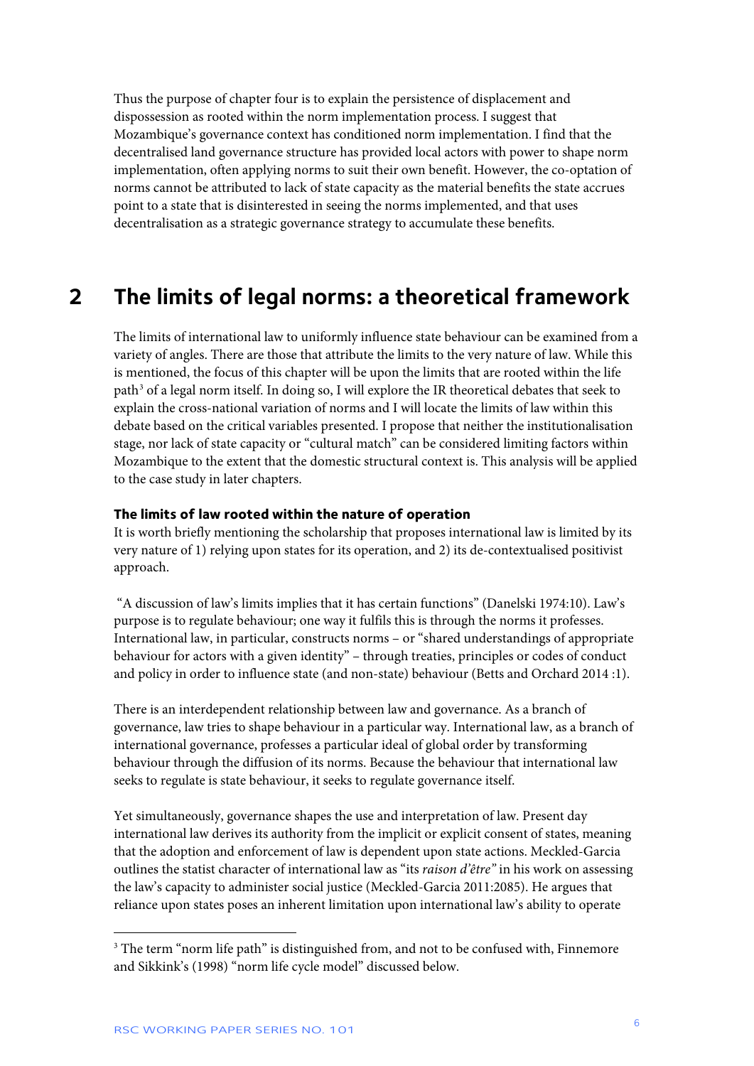Thus the purpose of chapter four is to explain the persistence of displacement and dispossession as rooted within the norm implementation process. I suggest that Mozambique's governance context has conditioned norm implementation. I find that the decentralised land governance structure has provided local actors with power to shape norm implementation, often applying norms to suit their own benefit. However, the co-optation of norms cannot be attributed to lack of state capacity as the material benefits the state accrues point to a state that is disinterested in seeing the norms implemented, and that uses decentralisation as a strategic governance strategy to accumulate these benefits.

# 2 The limits of legal norms: a theoretical framework

The limits of international law to uniformly influence state behaviour can be examined from a variety of angles. There are those that attribute the limits to the very nature of law. While this is mentioned, the focus of this chapter will be upon the limits that are rooted within the life path[3] of a legal norm itself. In doing so, I will explore the IR theoretical debates that seek to explain the cross-national variation of norms and I will locate the limits of law within this debate based on the critical variables presented. I propose that neither the institutionalisation stage, nor lack of state capacity or "cultural match" can be considered limiting factors within Mozambique to the extent that the domestic structural context is. This analysis will be applied to the case study in later chapters.

### The limits of law rooted within the nature of operation

It is worth briefly mentioning the scholarship that proposes international law is limited by its very nature of 1) relying upon states for its operation, and 2) its de-contextualised positivist approach.

"A discussion of law's limits implies that it has certain functions" (Danelski 1974:10). Law's purpose is to regulate behaviour; one way it fulfils this is through the norms it professes. International law, in particular, constructs norms – or "shared understandings of appropriate behaviour for actors with a given identity" – through treaties, principles or codes of conduct and policy in order to influence state (and non-state) behaviour (Betts and Orchard 2014 :1).

There is an interdependent relationship between law and governance. As a branch of governance, law tries to shape behaviour in a particular way. International law, as a branch of international governance, professes a particular ideal of global order by transforming behaviour through the diffusion of its norms. Because the behaviour that international law seeks to regulate is state behaviour, it seeks to regulate governance itself.

Yet simultaneously, governance shapes the use and interpretation of law. Present day international law derives its authority from the implicit or explicit consent of states, meaning that the adoption and enforcement of law is dependent upon state actions. Meckled-Garcia outlines the statist character of international law as "its *raison d'être*" in his work on assessing the law's capacity to administer social justice (Meckled-Garcia 2011:2085). He argues that reliance upon states poses an inherent limitation upon international law's ability to operate

[3] The term "norm life path" is distinguished from, and not to be confused with, Finnemore and Sikkink's (1998) "norm life cycle model" discussed below.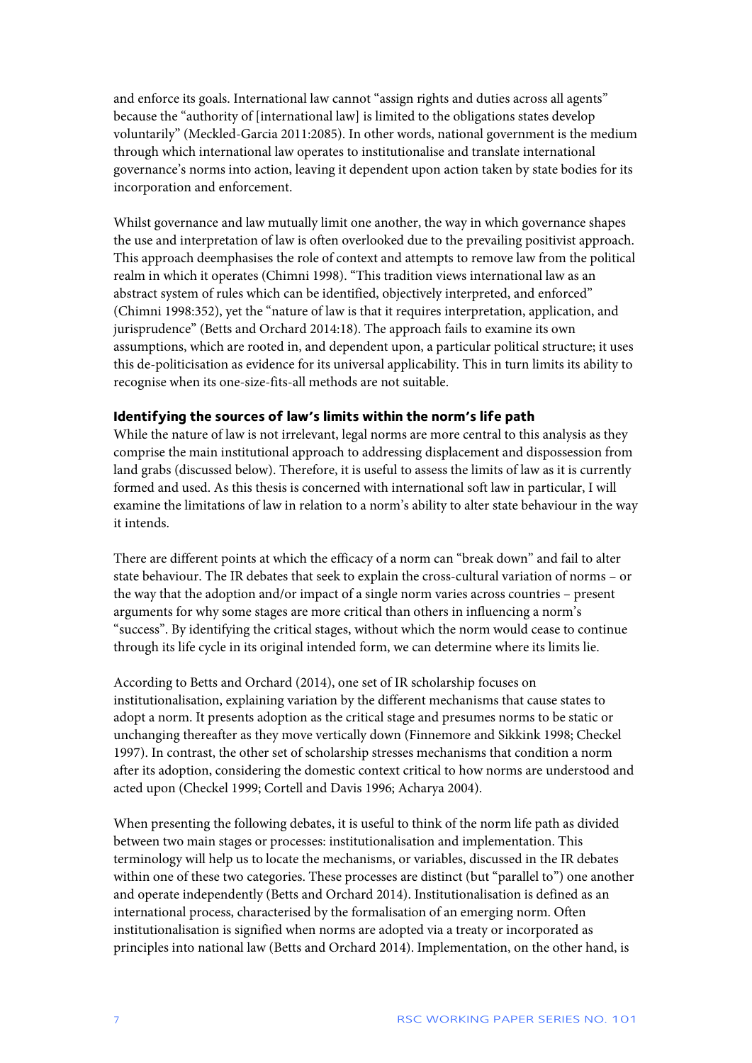and enforce its goals. International law cannot "assign rights and duties across all agents" because the "authority of [international law] is limited to the obligations states develop voluntarily" (Meckled-Garcia 2011:2085). In other words, national government is the medium through which international law operates to institutionalise and translate international governance's norms into action, leaving it dependent upon action taken by state bodies for its incorporation and enforcement.

Whilst governance and law mutually limit one another, the way in which governance shapes the use and interpretation of law is often overlooked due to the prevailing positivist approach. This approach deemphasises the role of context and attempts to remove law from the political realm in which it operates (Chimni 1998). "This tradition views international law as an abstract system of rules which can be identified, objectively interpreted, and enforced" (Chimni 1998:352), yet the "nature of law is that it requires interpretation, application, and jurisprudence" (Betts and Orchard 2014:18). The approach fails to examine its own assumptions, which are rooted in, and dependent upon, a particular political structure; it uses this de-politicisation as evidence for its universal applicability. This in turn limits its ability to recognise when its one-size-fits-all methods are not suitable.

### Identifying the sources of law's limits within the norm's life path

While the nature of law is not irrelevant, legal norms are more central to this analysis as they comprise the main institutional approach to addressing displacement and dispossession from land grabs (discussed below). Therefore, it is useful to assess the limits of law as it is currently formed and used. As this thesis is concerned with international soft law in particular, I will examine the limitations of law in relation to a norm's ability to alter state behaviour in the way it intends.

There are different points at which the efficacy of a norm can "break down" and fail to alter state behaviour. The IR debates that seek to explain the cross-cultural variation of norms – or the way that the adoption and/or impact of a single norm varies across countries – present arguments for why some stages are more critical than others in influencing a norm's "success". By identifying the critical stages, without which the norm would cease to continue through its life cycle in its original intended form, we can determine where its limits lie.

According to Betts and Orchard (2014), one set of IR scholarship focuses on institutionalisation, explaining variation by the different mechanisms that cause states to adopt a norm. It presents adoption as the critical stage and presumes norms to be static or unchanging thereafter as they move vertically down (Finnemore and Sikkink 1998; Checkel 1997). In contrast, the other set of scholarship stresses mechanisms that condition a norm after its adoption, considering the domestic context critical to how norms are understood and acted upon (Checkel 1999; Cortell and Davis 1996; Acharya 2004).

When presenting the following debates, it is useful to think of the norm life path as divided between two main stages or processes: institutionalisation and implementation. This terminology will help us to locate the mechanisms, or variables, discussed in the IR debates within one of these two categories. These processes are distinct (but "parallel to") one another and operate independently (Betts and Orchard 2014). Institutionalisation is defined as an international process, characterised by the formalisation of an emerging norm. Often institutionalisation is signified when norms are adopted via a treaty or incorporated as principles into national law (Betts and Orchard 2014). Implementation, on the other hand, is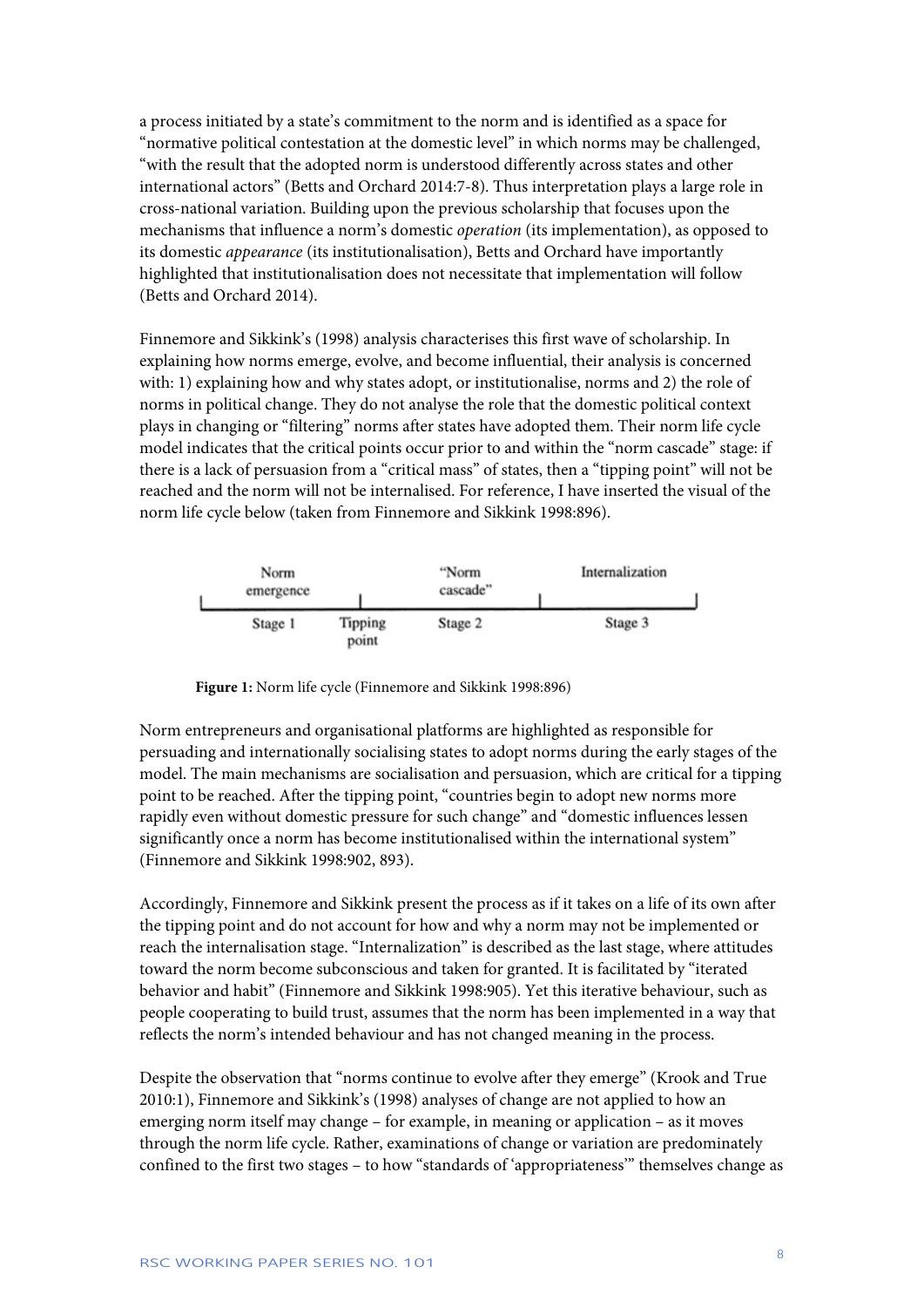a process initiated by a state's commitment to the norm and is identified as a space for "normative political contestation at the domestic level" in which norms may be challenged, "with the result that the adopted norm is understood differently across states and other international actors" (Betts and Orchard 2014:7-8). Thus interpretation plays a large role in cross-national variation. Building upon the previous scholarship that focuses upon the mechanisms that influence a norm's domestic *operation* (its implementation), as opposed to its domestic *appearance* (its institutionalisation), Betts and Orchard have importantly highlighted that institutionalisation does not necessitate that implementation will follow (Betts and Orchard 2014).

Finnemore and Sikkink's (1998) analysis characterises this first wave of scholarship. In explaining how norms emerge, evolve, and become influential, their analysis is concerned with: 1) explaining how and why states adopt, or institutionalise, norms and 2) the role of norms in political change. They do not analyse the role that the domestic political context plays in changing or "filtering" norms after states have adopted them. Their norm life cycle model indicates that the critical points occur prior to and within the "norm cascade" stage: if there is a lack of persuasion from a "critical mass" of states, then a "tipping point" will not be reached and the norm will not be internalised. For reference, I have inserted the visual of the norm life cycle below (taken from Finnemore and Sikkink 1998:896).

| Norm emergence | | "Norm cascade" | Internalization |
|---|---|---|---|
| Stage 1 | Tipping point | Stage 2 | Stage 3 |

**Figure 1:** Norm life cycle (Finnemore and Sikkink 1998:896)

Norm entrepreneurs and organisational platforms are highlighted as responsible for persuading and internationally socialising states to adopt norms during the early stages of the model. The main mechanisms are socialisation and persuasion, which are critical for a tipping point to be reached. After the tipping point, "countries begin to adopt new norms more rapidly even without domestic pressure for such change" and "domestic influences lessen significantly once a norm has become institutionalised within the international system" (Finnemore and Sikkink 1998:902, 893).

Accordingly, Finnemore and Sikkink present the process as if it takes on a life of its own after the tipping point and do not account for how and why a norm may not be implemented or reach the internalisation stage. "Internalization" is described as the last stage, where attitudes toward the norm become subconscious and taken for granted. It is facilitated by "iterated behavior and habit" (Finnemore and Sikkink 1998:905). Yet this iterative behaviour, such as people cooperating to build trust, assumes that the norm has been implemented in a way that reflects the norm's intended behaviour and has not changed meaning in the process.

Despite the observation that "norms continue to evolve after they emerge" (Krook and True 2010:1), Finnemore and Sikkink's (1998) analyses of change are not applied to how an emerging norm itself may change – for example, in meaning or application – as it moves through the norm life cycle. Rather, examinations of change or variation are predominately confined to the first two stages – to how "standards of 'appropriateness'" themselves change as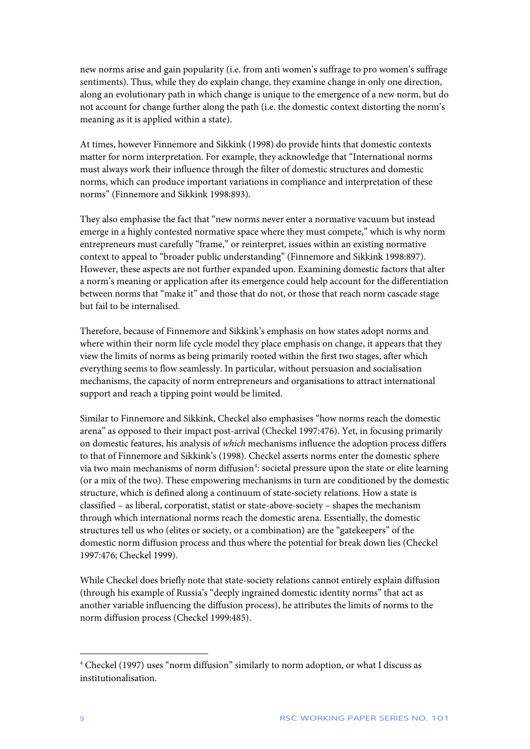new norms arise and gain popularity (i.e. from anti women's suffrage to pro women's suffrage sentiments). Thus, while they do explain change, they examine change in only one direction, along an evolutionary path in which change is unique to the emergence of a new norm, but do not account for change further along the path (i.e. the domestic context distorting the norm's meaning as it is applied within a state).

At times, however Finnemore and Sikkink (1998) do provide hints that domestic contexts matter for norm interpretation. For example, they acknowledge that "International norms must always work their influence through the filter of domestic structures and domestic norms, which can produce important variations in compliance and interpretation of these norms" (Finnemore and Sikkink 1998:893).

They also emphasise the fact that "new norms never enter a normative vacuum but instead emerge in a highly contested normative space where they must compete," which is why norm entrepreneurs must carefully "frame," or reinterpret, issues within an existing normative context to appeal to "broader public understanding" (Finnemore and Sikkink 1998:897). However, these aspects are not further expanded upon. Examining domestic factors that alter a norm's meaning or application after its emergence could help account for the differentiation between norms that "make it" and those that do not, or those that reach norm cascade stage but fail to be internalised.

Therefore, because of Finnemore and Sikkink's emphasis on how states adopt norms and where within their norm life cycle model they place emphasis on change, it appears that they view the limits of norms as being primarily rooted within the first two stages, after which everything seems to flow seamlessly. In particular, without persuasion and socialisation mechanisms, the capacity of norm entrepreneurs and organisations to attract international support and reach a tipping point would be limited.

Similar to Finnemore and Sikkink, Checkel also emphasises "how norms reach the domestic arena" as opposed to their impact post-arrival (Checkel 1997:476). Yet, in focusing primarily on domestic features, his analysis of *which* mechanisms influence the adoption process differs to that of Finnemore and Sikkink's (1998). Checkel asserts norms enter the domestic sphere via two main mechanisms of norm diffusion[4]: societal pressure upon the state or elite learning (or a mix of the two). These empowering mechanisms in turn are conditioned by the domestic structure, which is defined along a continuum of state-society relations. How a state is classified – as liberal, corporatist, statist or state-above-society – shapes the mechanism through which international norms reach the domestic arena. Essentially, the domestic structures tell us who (elites or society, or a combination) are the "gatekeepers" of the domestic norm diffusion process and thus where the potential for break down lies (Checkel 1997:476; Checkel 1999).

While Checkel does briefly note that state-society relations cannot entirely explain diffusion (through his example of Russia's "deeply ingrained domestic identity norms" that act as another variable influencing the diffusion process), he attributes the limits of norms to the norm diffusion process (Checkel 1999:485).

---

[4] Checkel (1997) uses "norm diffusion" similarly to norm adoption, or what I discuss as institutionalisation.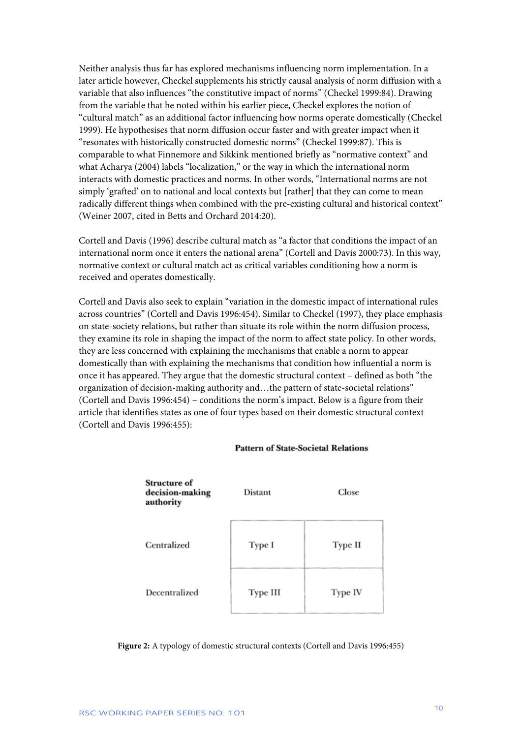Neither analysis thus far has explored mechanisms influencing norm implementation. In a later article however, Checkel supplements his strictly causal analysis of norm diffusion with a variable that also influences "the constitutive impact of norms" (Checkel 1999:84). Drawing from the variable that he noted within his earlier piece, Checkel explores the notion of "cultural match" as an additional factor influencing how norms operate domestically (Checkel 1999). He hypothesises that norm diffusion occur faster and with greater impact when it "resonates with historically constructed domestic norms" (Checkel 1999:87). This is comparable to what Finnemore and Sikkink mentioned briefly as "normative context" and what Acharya (2004) labels "localization," or the way in which the international norm interacts with domestic practices and norms. In other words, "International norms are not simply 'grafted' on to national and local contexts but [rather] that they can come to mean radically different things when combined with the pre-existing cultural and historical context" (Weiner 2007, cited in Betts and Orchard 2014:20).

Cortell and Davis (1996) describe cultural match as "a factor that conditions the impact of an international norm once it enters the national arena" (Cortell and Davis 2000:73). In this way, normative context or cultural match act as critical variables conditioning how a norm is received and operates domestically.

Cortell and Davis also seek to explain "variation in the domestic impact of international rules across countries" (Cortell and Davis 1996:454). Similar to Checkel (1997), they place emphasis on state-society relations, but rather than situate its role within the norm diffusion process, they examine its role in shaping the impact of the norm to affect state policy. In other words, they are less concerned with explaining the mechanisms that enable a norm to appear domestically than with explaining the mechanisms that condition how influential a norm is once it has appeared. They argue that the domestic structural context – defined as both "the organization of decision-making authority and…the pattern of state-societal relations" (Cortell and Davis 1996:454) – conditions the norm's impact. Below is a figure from their article that identifies states as one of four types based on their domestic structural context (Cortell and Davis 1996:455):

| | **Pattern of State-Societal Relations** | |
|---|---|---|
| **Structure of decision-making authority** | Distant | Close |
| Centralized | Type I | Type II |
| Decentralized | Type III | Type IV |

**Figure 2:** A typology of domestic structural contexts (Cortell and Davis 1996:455)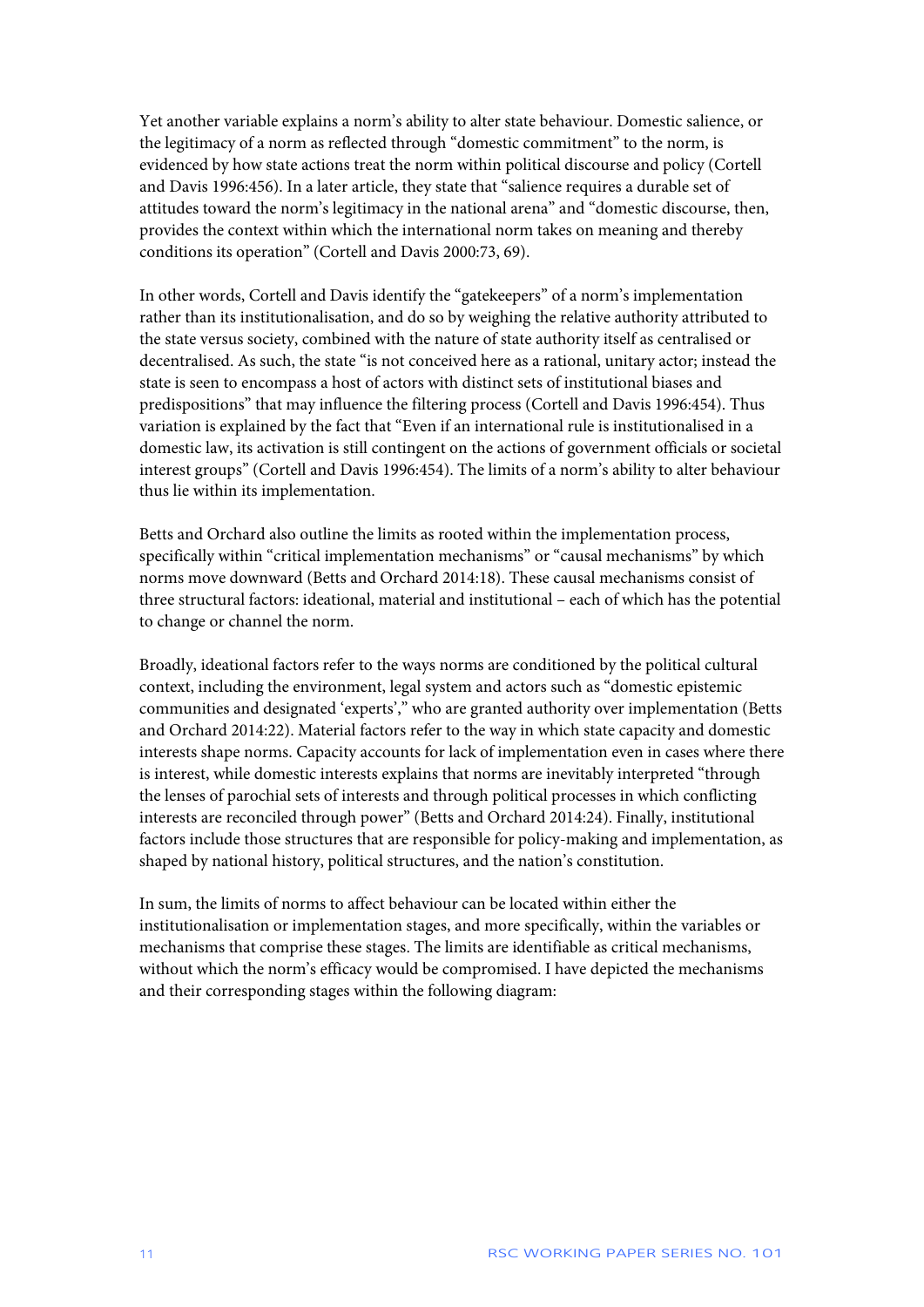Yet another variable explains a norm's ability to alter state behaviour. Domestic salience, or the legitimacy of a norm as reflected through "domestic commitment" to the norm, is evidenced by how state actions treat the norm within political discourse and policy (Cortell and Davis 1996:456). In a later article, they state that "salience requires a durable set of attitudes toward the norm's legitimacy in the national arena" and "domestic discourse, then, provides the context within which the international norm takes on meaning and thereby conditions its operation" (Cortell and Davis 2000:73, 69).

In other words, Cortell and Davis identify the "gatekeepers" of a norm's implementation rather than its institutionalisation, and do so by weighing the relative authority attributed to the state versus society, combined with the nature of state authority itself as centralised or decentralised. As such, the state "is not conceived here as a rational, unitary actor; instead the state is seen to encompass a host of actors with distinct sets of institutional biases and predispositions" that may influence the filtering process (Cortell and Davis 1996:454). Thus variation is explained by the fact that "Even if an international rule is institutionalised in a domestic law, its activation is still contingent on the actions of government officials or societal interest groups" (Cortell and Davis 1996:454). The limits of a norm's ability to alter behaviour thus lie within its implementation.

Betts and Orchard also outline the limits as rooted within the implementation process, specifically within "critical implementation mechanisms" or "causal mechanisms" by which norms move downward (Betts and Orchard 2014:18). These causal mechanisms consist of three structural factors: ideational, material and institutional – each of which has the potential to change or channel the norm.

Broadly, ideational factors refer to the ways norms are conditioned by the political cultural context, including the environment, legal system and actors such as "domestic epistemic communities and designated 'experts'," who are granted authority over implementation (Betts and Orchard 2014:22). Material factors refer to the way in which state capacity and domestic interests shape norms. Capacity accounts for lack of implementation even in cases where there is interest, while domestic interests explains that norms are inevitably interpreted "through the lenses of parochial sets of interests and through political processes in which conflicting interests are reconciled through power" (Betts and Orchard 2014:24). Finally, institutional factors include those structures that are responsible for policy-making and implementation, as shaped by national history, political structures, and the nation's constitution.

In sum, the limits of norms to affect behaviour can be located within either the institutionalisation or implementation stages, and more specifically, within the variables or mechanisms that comprise these stages. The limits are identifiable as critical mechanisms, without which the norm's efficacy would be compromised. I have depicted the mechanisms and their corresponding stages within the following diagram: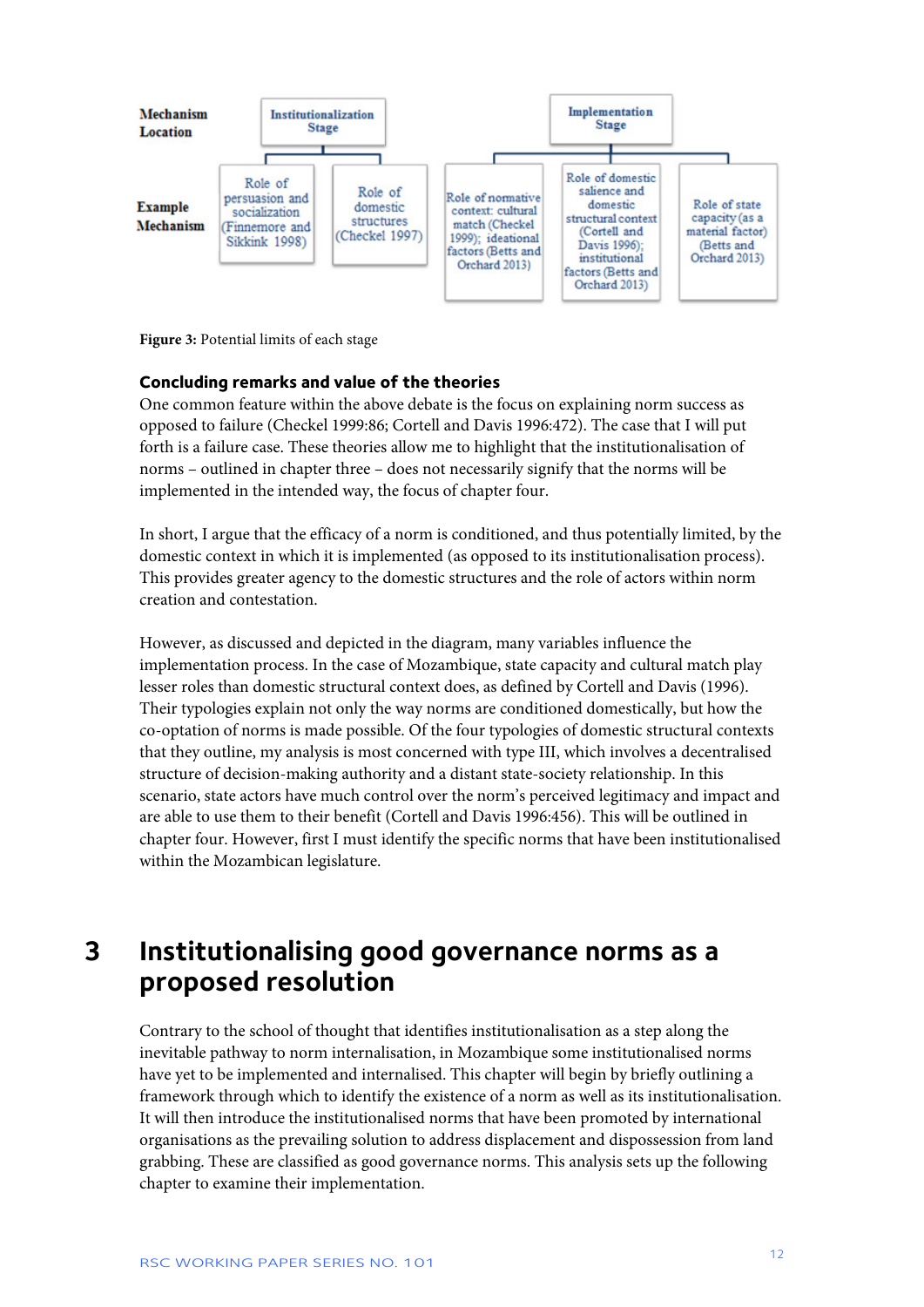| Mechanism Location | Institutionalization Stage | | Implementation Stage | | |
|---|---|---|---|---|---|
| Example Mechanism | Role of persuasion and socialization (Finnemore and Sikkink 1998) | Role of domestic structures (Checkel 1997) | Role of normative context: cultural match (Checkel 1999); ideational factors (Betts and Orchard 2013) | Role of domestic salience and domestic structural context (Cortell and Davis 1996); institutional factors (Betts and Orchard 2013) | Role of state capacity (as a material factor) (Betts and Orchard 2013) |

**Figure 3:** Potential limits of each stage

### Concluding remarks and value of the theories

One common feature within the above debate is the focus on explaining norm success as opposed to failure (Checkel 1999:86; Cortell and Davis 1996:472). The case that I will put forth is a failure case. These theories allow me to highlight that the institutionalisation of norms – outlined in chapter three – does not necessarily signify that the norms will be implemented in the intended way, the focus of chapter four.

In short, I argue that the efficacy of a norm is conditioned, and thus potentially limited, by the domestic context in which it is implemented (as opposed to its institutionalisation process). This provides greater agency to the domestic structures and the role of actors within norm creation and contestation.

However, as discussed and depicted in the diagram, many variables influence the implementation process. In the case of Mozambique, state capacity and cultural match play lesser roles than domestic structural context does, as defined by Cortell and Davis (1996). Their typologies explain not only the way norms are conditioned domestically, but how the co-optation of norms is made possible. Of the four typologies of domestic structural contexts that they outline, my analysis is most concerned with type III, which involves a decentralised structure of decision-making authority and a distant state-society relationship. In this scenario, state actors have much control over the norm's perceived legitimacy and impact and are able to use them to their benefit (Cortell and Davis 1996:456). This will be outlined in chapter four. However, first I must identify the specific norms that have been institutionalised within the Mozambican legislature.

# 3 Institutionalising good governance norms as a proposed resolution

Contrary to the school of thought that identifies institutionalisation as a step along the inevitable pathway to norm internalisation, in Mozambique some institutionalised norms have yet to be implemented and internalised. This chapter will begin by briefly outlining a framework through which to identify the existence of a norm as well as its institutionalisation. It will then introduce the institutionalised norms that have been promoted by international organisations as the prevailing solution to address displacement and dispossession from land grabbing. These are classified as good governance norms. This analysis sets up the following chapter to examine their implementation.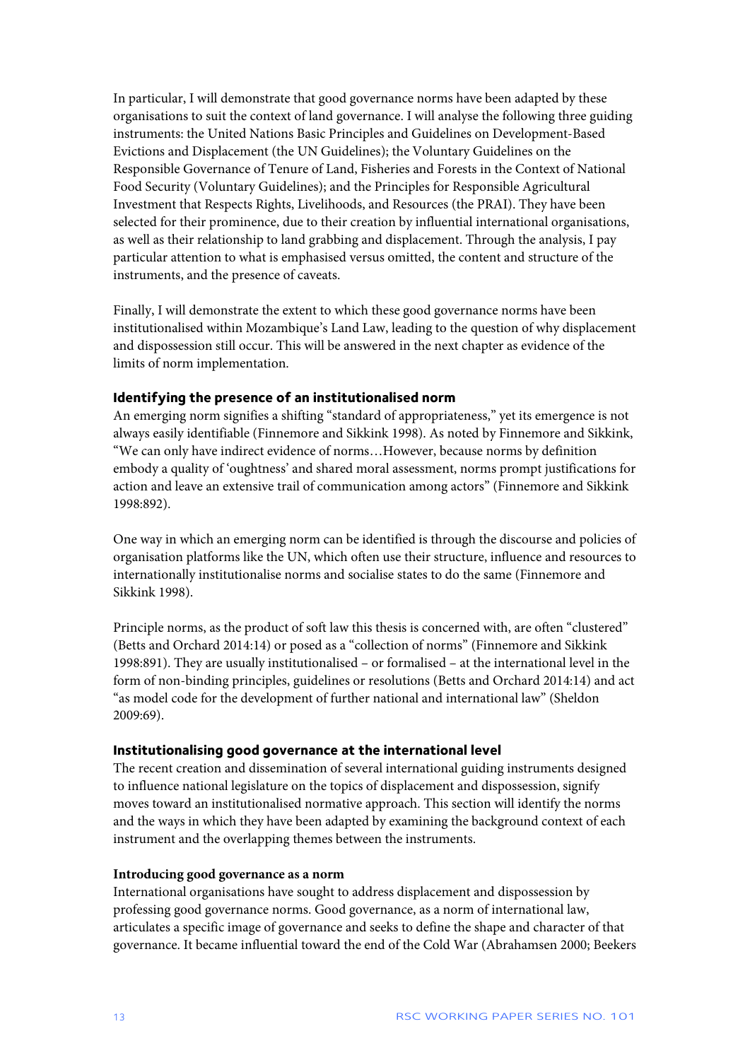In particular, I will demonstrate that good governance norms have been adapted by these organisations to suit the context of land governance. I will analyse the following three guiding instruments: the United Nations Basic Principles and Guidelines on Development-Based Evictions and Displacement (the UN Guidelines); the Voluntary Guidelines on the Responsible Governance of Tenure of Land, Fisheries and Forests in the Context of National Food Security (Voluntary Guidelines); and the Principles for Responsible Agricultural Investment that Respects Rights, Livelihoods, and Resources (the PRAI). They have been selected for their prominence, due to their creation by influential international organisations, as well as their relationship to land grabbing and displacement. Through the analysis, I pay particular attention to what is emphasised versus omitted, the content and structure of the instruments, and the presence of caveats.

Finally, I will demonstrate the extent to which these good governance norms have been institutionalised within Mozambique's Land Law, leading to the question of why displacement and dispossession still occur. This will be answered in the next chapter as evidence of the limits of norm implementation.

### Identifying the presence of an institutionalised norm

An emerging norm signifies a shifting "standard of appropriateness," yet its emergence is not always easily identifiable (Finnemore and Sikkink 1998). As noted by Finnemore and Sikkink, "We can only have indirect evidence of norms…However, because norms by definition embody a quality of 'oughtness' and shared moral assessment, norms prompt justifications for action and leave an extensive trail of communication among actors" (Finnemore and Sikkink 1998:892).

One way in which an emerging norm can be identified is through the discourse and policies of organisation platforms like the UN, which often use their structure, influence and resources to internationally institutionalise norms and socialise states to do the same (Finnemore and Sikkink 1998).

Principle norms, as the product of soft law this thesis is concerned with, are often "clustered" (Betts and Orchard 2014:14) or posed as a "collection of norms" (Finnemore and Sikkink 1998:891). They are usually institutionalised – or formalised – at the international level in the form of non-binding principles, guidelines or resolutions (Betts and Orchard 2014:14) and act "as model code for the development of further national and international law" (Sheldon 2009:69).

### Institutionalising good governance at the international level

The recent creation and dissemination of several international guiding instruments designed to influence national legislature on the topics of displacement and dispossession, signify moves toward an institutionalised normative approach. This section will identify the norms and the ways in which they have been adapted by examining the background context of each instrument and the overlapping themes between the instruments.

#### Introducing good governance as a norm

International organisations have sought to address displacement and dispossession by professing good governance norms. Good governance, as a norm of international law, articulates a specific image of governance and seeks to define the shape and character of that governance. It became influential toward the end of the Cold War (Abrahamsen 2000; Beekers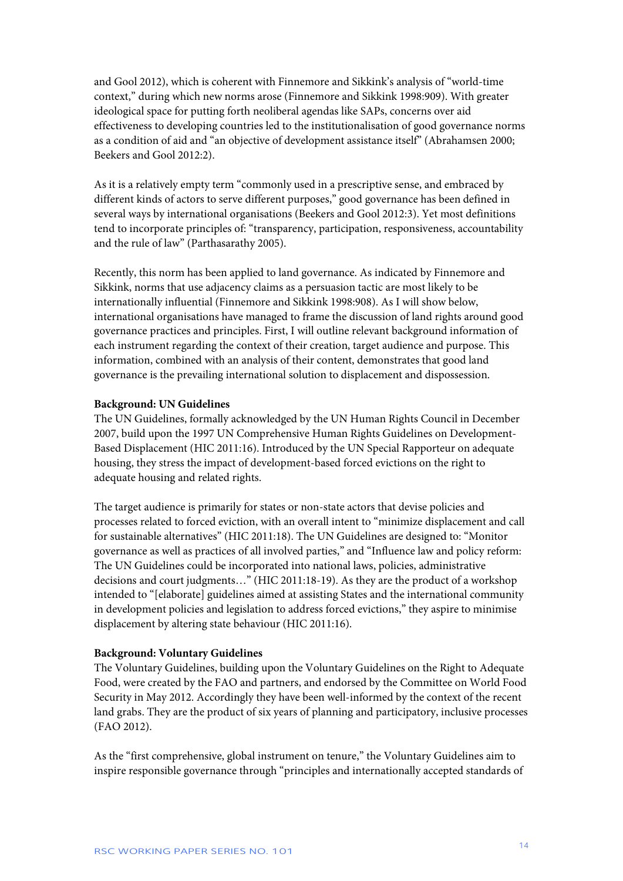and Gool 2012), which is coherent with Finnemore and Sikkink's analysis of "world-time context," during which new norms arose (Finnemore and Sikkink 1998:909). With greater ideological space for putting forth neoliberal agendas like SAPs, concerns over aid effectiveness to developing countries led to the institutionalisation of good governance norms as a condition of aid and "an objective of development assistance itself" (Abrahamsen 2000; Beekers and Gool 2012:2).

As it is a relatively empty term "commonly used in a prescriptive sense, and embraced by different kinds of actors to serve different purposes," good governance has been defined in several ways by international organisations (Beekers and Gool 2012:3). Yet most definitions tend to incorporate principles of: "transparency, participation, responsiveness, accountability and the rule of law" (Parthasarathy 2005).

Recently, this norm has been applied to land governance. As indicated by Finnemore and Sikkink, norms that use adjacency claims as a persuasion tactic are most likely to be internationally influential (Finnemore and Sikkink 1998:908). As I will show below, international organisations have managed to frame the discussion of land rights around good governance practices and principles. First, I will outline relevant background information of each instrument regarding the context of their creation, target audience and purpose. This information, combined with an analysis of their content, demonstrates that good land governance is the prevailing international solution to displacement and dispossession.

**Background: UN Guidelines**

The UN Guidelines, formally acknowledged by the UN Human Rights Council in December 2007, build upon the 1997 UN Comprehensive Human Rights Guidelines on Development-Based Displacement (HIC 2011:16). Introduced by the UN Special Rapporteur on adequate housing, they stress the impact of development-based forced evictions on the right to adequate housing and related rights.

The target audience is primarily for states or non-state actors that devise policies and processes related to forced eviction, with an overall intent to "minimize displacement and call for sustainable alternatives" (HIC 2011:18). The UN Guidelines are designed to: "Monitor governance as well as practices of all involved parties," and "Influence law and policy reform: The UN Guidelines could be incorporated into national laws, policies, administrative decisions and court judgments…" (HIC 2011:18-19). As they are the product of a workshop intended to "[elaborate] guidelines aimed at assisting States and the international community in development policies and legislation to address forced evictions," they aspire to minimise displacement by altering state behaviour (HIC 2011:16).

**Background: Voluntary Guidelines**

The Voluntary Guidelines, building upon the Voluntary Guidelines on the Right to Adequate Food, were created by the FAO and partners, and endorsed by the Committee on World Food Security in May 2012. Accordingly they have been well-informed by the context of the recent land grabs. They are the product of six years of planning and participatory, inclusive processes (FAO 2012).

As the "first comprehensive, global instrument on tenure," the Voluntary Guidelines aim to inspire responsible governance through "principles and internationally accepted standards of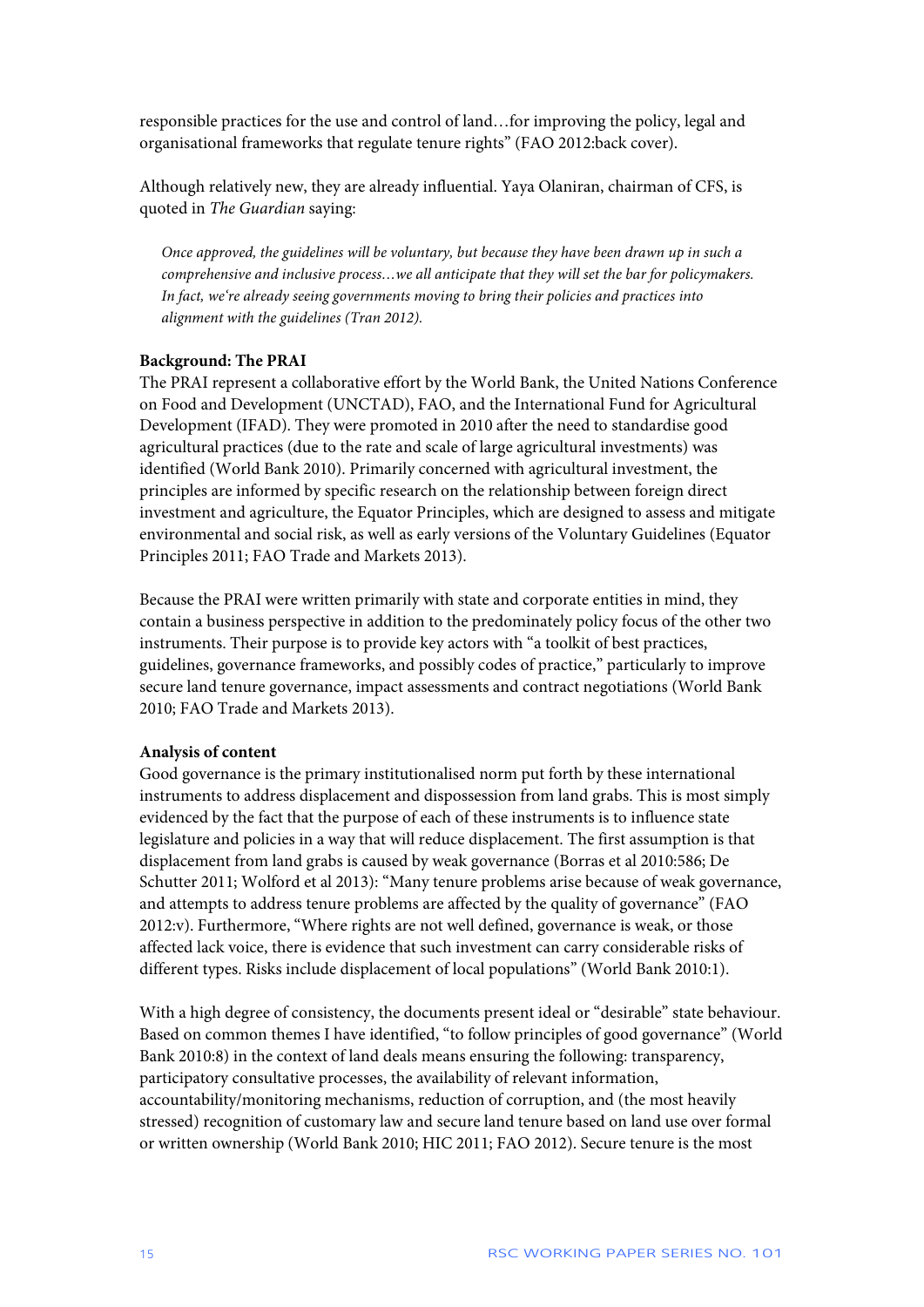responsible practices for the use and control of land…for improving the policy, legal and organisational frameworks that regulate tenure rights" (FAO 2012:back cover).

Although relatively new, they are already influential. Yaya Olaniran, chairman of CFS, is quoted in *The Guardian* saying:

> *Once approved, the guidelines will be voluntary, but because they have been drawn up in such a comprehensive and inclusive process…we all anticipate that they will set the bar for policymakers. In fact, we're already seeing governments moving to bring their policies and practices into alignment with the guidelines (Tran 2012).*

**Background: The PRAI**

The PRAI represent a collaborative effort by the World Bank, the United Nations Conference on Food and Development (UNCTAD), FAO, and the International Fund for Agricultural Development (IFAD). They were promoted in 2010 after the need to standardise good agricultural practices (due to the rate and scale of large agricultural investments) was identified (World Bank 2010). Primarily concerned with agricultural investment, the principles are informed by specific research on the relationship between foreign direct investment and agriculture, the Equator Principles, which are designed to assess and mitigate environmental and social risk, as well as early versions of the Voluntary Guidelines (Equator Principles 2011; FAO Trade and Markets 2013).

Because the PRAI were written primarily with state and corporate entities in mind, they contain a business perspective in addition to the predominately policy focus of the other two instruments. Their purpose is to provide key actors with "a toolkit of best practices, guidelines, governance frameworks, and possibly codes of practice," particularly to improve secure land tenure governance, impact assessments and contract negotiations (World Bank 2010; FAO Trade and Markets 2013).

**Analysis of content**

Good governance is the primary institutionalised norm put forth by these international instruments to address displacement and dispossession from land grabs. This is most simply evidenced by the fact that the purpose of each of these instruments is to influence state legislature and policies in a way that will reduce displacement. The first assumption is that displacement from land grabs is caused by weak governance (Borras et al 2010:586; De Schutter 2011; Wolford et al 2013): "Many tenure problems arise because of weak governance, and attempts to address tenure problems are affected by the quality of governance" (FAO 2012:v). Furthermore, "Where rights are not well defined, governance is weak, or those affected lack voice, there is evidence that such investment can carry considerable risks of different types. Risks include displacement of local populations" (World Bank 2010:1).

With a high degree of consistency, the documents present ideal or "desirable" state behaviour. Based on common themes I have identified, "to follow principles of good governance" (World Bank 2010:8) in the context of land deals means ensuring the following: transparency, participatory consultative processes, the availability of relevant information, accountability/monitoring mechanisms, reduction of corruption, and (the most heavily stressed) recognition of customary law and secure land tenure based on land use over formal or written ownership (World Bank 2010; HIC 2011; FAO 2012). Secure tenure is the most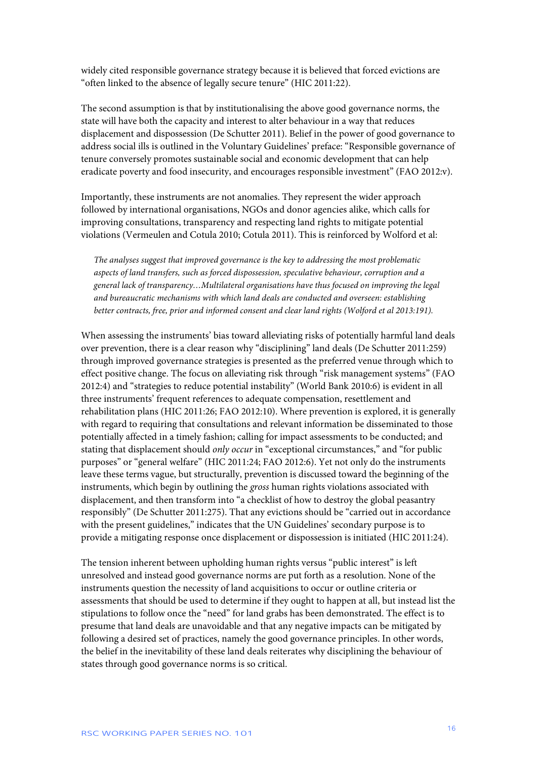widely cited responsible governance strategy because it is believed that forced evictions are "often linked to the absence of legally secure tenure" (HIC 2011:22).

The second assumption is that by institutionalising the above good governance norms, the state will have both the capacity and interest to alter behaviour in a way that reduces displacement and dispossession (De Schutter 2011). Belief in the power of good governance to address social ills is outlined in the Voluntary Guidelines' preface: "Responsible governance of tenure conversely promotes sustainable social and economic development that can help eradicate poverty and food insecurity, and encourages responsible investment" (FAO 2012:v).

Importantly, these instruments are not anomalies. They represent the wider approach followed by international organisations, NGOs and donor agencies alike, which calls for improving consultations, transparency and respecting land rights to mitigate potential violations (Vermeulen and Cotula 2010; Cotula 2011). This is reinforced by Wolford et al:

> *The analyses suggest that improved governance is the key to addressing the most problematic aspects of land transfers, such as forced dispossession, speculative behaviour, corruption and a general lack of transparency…Multilateral organisations have thus focused on improving the legal and bureaucratic mechanisms with which land deals are conducted and overseen: establishing better contracts, free, prior and informed consent and clear land rights (Wolford et al 2013:191).*

When assessing the instruments' bias toward alleviating risks of potentially harmful land deals over prevention, there is a clear reason why "disciplining" land deals (De Schutter 2011:259) through improved governance strategies is presented as the preferred venue through which to effect positive change. The focus on alleviating risk through "risk management systems" (FAO 2012:4) and "strategies to reduce potential instability" (World Bank 2010:6) is evident in all three instruments' frequent references to adequate compensation, resettlement and rehabilitation plans (HIC 2011:26; FAO 2012:10). Where prevention is explored, it is generally with regard to requiring that consultations and relevant information be disseminated to those potentially affected in a timely fashion; calling for impact assessments to be conducted; and stating that displacement should *only occur* in "exceptional circumstances," and "for public purposes" or "general welfare" (HIC 2011:24; FAO 2012:6). Yet not only do the instruments leave these terms vague, but structurally, prevention is discussed toward the beginning of the instruments, which begin by outlining the *gross* human rights violations associated with displacement, and then transform into "a checklist of how to destroy the global peasantry responsibly" (De Schutter 2011:275). That any evictions should be "carried out in accordance with the present guidelines," indicates that the UN Guidelines' secondary purpose is to provide a mitigating response once displacement or dispossession is initiated (HIC 2011:24).

The tension inherent between upholding human rights versus "public interest" is left unresolved and instead good governance norms are put forth as a resolution. None of the instruments question the necessity of land acquisitions to occur or outline criteria or assessments that should be used to determine if they ought to happen at all, but instead list the stipulations to follow once the "need" for land grabs has been demonstrated. The effect is to presume that land deals are unavoidable and that any negative impacts can be mitigated by following a desired set of practices, namely the good governance principles. In other words, the belief in the inevitability of these land deals reiterates why disciplining the behaviour of states through good governance norms is so critical.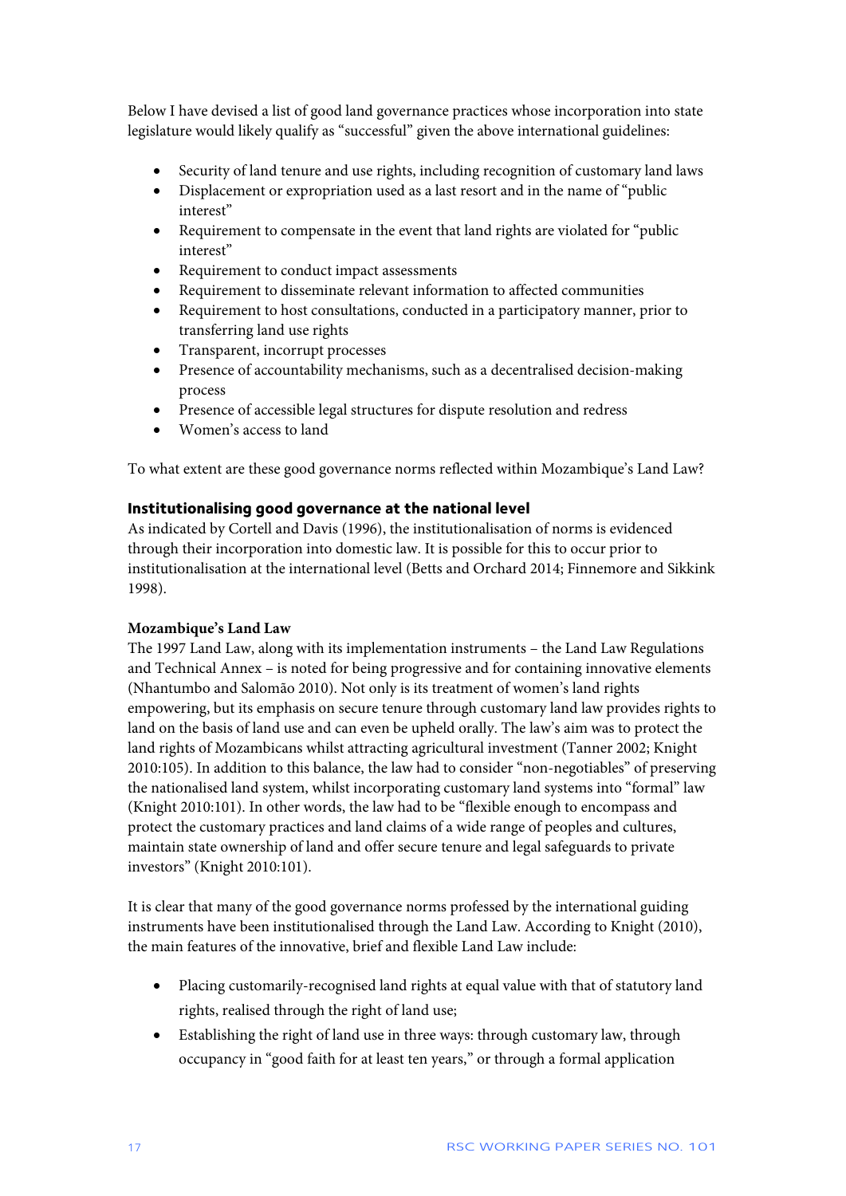Below I have devised a list of good land governance practices whose incorporation into state legislature would likely qualify as "successful" given the above international guidelines:

- Security of land tenure and use rights, including recognition of customary land laws
- Displacement or expropriation used as a last resort and in the name of "public interest"
- Requirement to compensate in the event that land rights are violated for "public interest"
- Requirement to conduct impact assessments
- Requirement to disseminate relevant information to affected communities
- Requirement to host consultations, conducted in a participatory manner, prior to transferring land use rights
- Transparent, incorrupt processes
- Presence of accountability mechanisms, such as a decentralised decision-making process
- Presence of accessible legal structures for dispute resolution and redress
- Women's access to land

To what extent are these good governance norms reflected within Mozambique's Land Law?

## Institutionalising good governance at the national level

As indicated by Cortell and Davis (1996), the institutionalisation of norms is evidenced through their incorporation into domestic law. It is possible for this to occur prior to institutionalisation at the international level (Betts and Orchard 2014; Finnemore and Sikkink 1998).

### Mozambique's Land Law

The 1997 Land Law, along with its implementation instruments – the Land Law Regulations and Technical Annex – is noted for being progressive and for containing innovative elements (Nhantumbo and Salomão 2010). Not only is its treatment of women's land rights empowering, but its emphasis on secure tenure through customary land law provides rights to land on the basis of land use and can even be upheld orally. The law's aim was to protect the land rights of Mozambicans whilst attracting agricultural investment (Tanner 2002; Knight 2010:105). In addition to this balance, the law had to consider "non-negotiables" of preserving the nationalised land system, whilst incorporating customary land systems into "formal" law (Knight 2010:101). In other words, the law had to be "flexible enough to encompass and protect the customary practices and land claims of a wide range of peoples and cultures, maintain state ownership of land and offer secure tenure and legal safeguards to private investors" (Knight 2010:101).

It is clear that many of the good governance norms professed by the international guiding instruments have been institutionalised through the Land Law. According to Knight (2010), the main features of the innovative, brief and flexible Land Law include:

- Placing customarily-recognised land rights at equal value with that of statutory land rights, realised through the right of land use;
- Establishing the right of land use in three ways: through customary law, through occupancy in "good faith for at least ten years," or through a formal application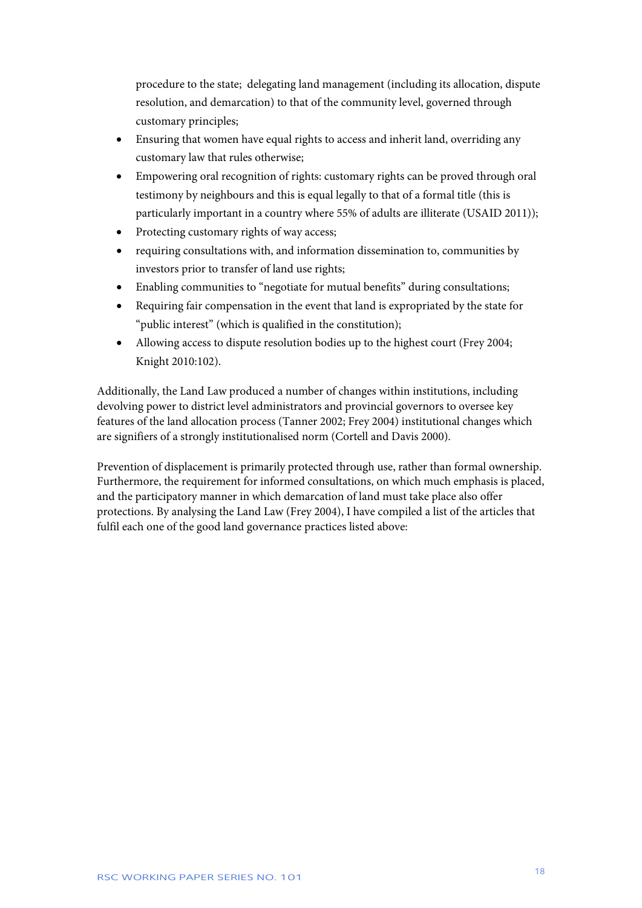procedure to the state; delegating land management (including its allocation, dispute resolution, and demarcation) to that of the community level, governed through customary principles;

- Ensuring that women have equal rights to access and inherit land, overriding any customary law that rules otherwise;
- Empowering oral recognition of rights: customary rights can be proved through oral testimony by neighbours and this is equal legally to that of a formal title (this is particularly important in a country where 55% of adults are illiterate (USAID 2011));
- Protecting customary rights of way access;
- requiring consultations with, and information dissemination to, communities by investors prior to transfer of land use rights;
- Enabling communities to "negotiate for mutual benefits" during consultations;
- Requiring fair compensation in the event that land is expropriated by the state for "public interest" (which is qualified in the constitution);
- Allowing access to dispute resolution bodies up to the highest court (Frey 2004; Knight 2010:102).

Additionally, the Land Law produced a number of changes within institutions, including devolving power to district level administrators and provincial governors to oversee key features of the land allocation process (Tanner 2002; Frey 2004) institutional changes which are signifiers of a strongly institutionalised norm (Cortell and Davis 2000).

Prevention of displacement is primarily protected through use, rather than formal ownership. Furthermore, the requirement for informed consultations, on which much emphasis is placed, and the participatory manner in which demarcation of land must take place also offer protections. By analysing the Land Law (Frey 2004), I have compiled a list of the articles that fulfil each one of the good land governance practices listed above: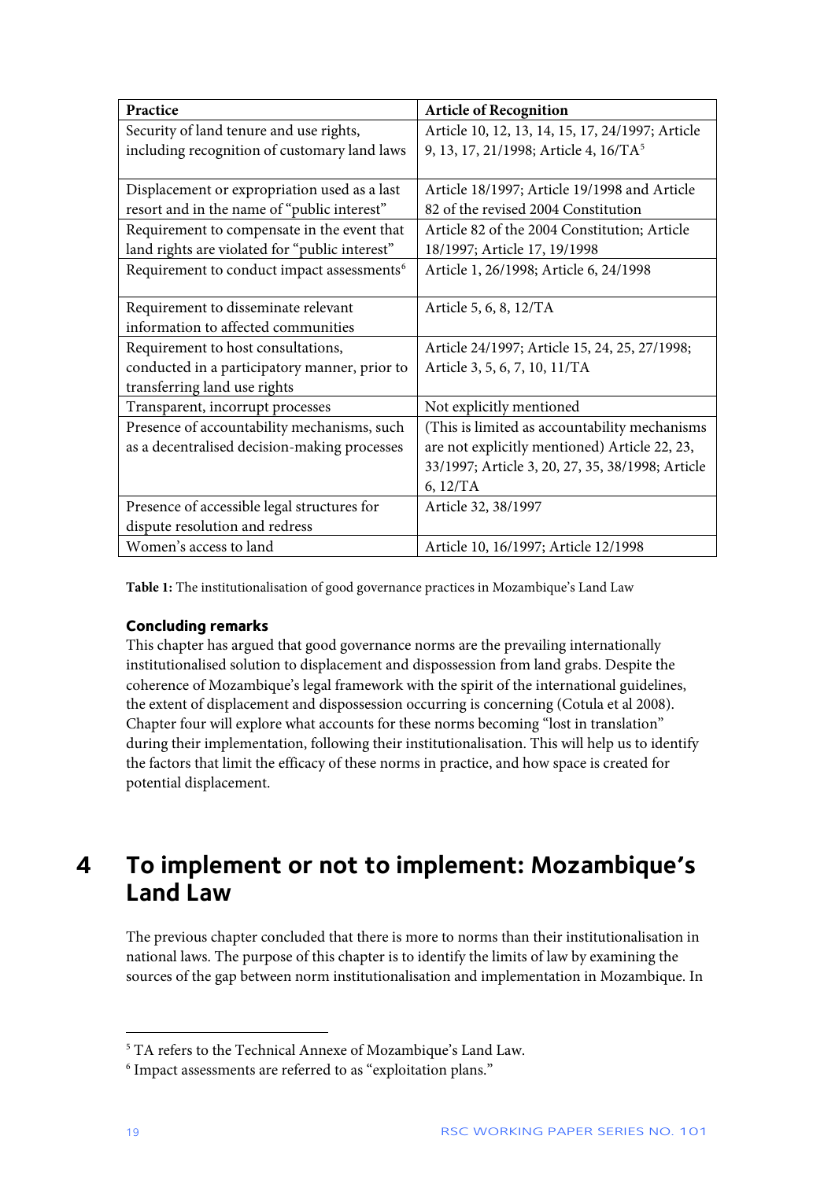| Practice | Article of Recognition |
|---|---|
| Security of land tenure and use rights, including recognition of customary land laws | Article 10, 12, 13, 14, 15, 17, 24/1997; Article 9, 13, 17, 21/1998; Article 4, 16/TA[5] |
| Displacement or expropriation used as a last resort and in the name of "public interest" | Article 18/1997; Article 19/1998 and Article 82 of the revised 2004 Constitution |
| Requirement to compensate in the event that land rights are violated for "public interest" | Article 82 of the 2004 Constitution; Article 18/1997; Article 17, 19/1998 |
| Requirement to conduct impact assessments[6] | Article 1, 26/1998; Article 6, 24/1998 |
| Requirement to disseminate relevant information to affected communities | Article 5, 6, 8, 12/TA |
| Requirement to host consultations, conducted in a participatory manner, prior to transferring land use rights | Article 24/1997; Article 15, 24, 25, 27/1998; Article 3, 5, 6, 7, 10, 11/TA |
| Transparent, incorrupt processes | Not explicitly mentioned |
| Presence of accountability mechanisms, such as a decentralised decision-making processes | (This is limited as accountability mechanisms are not explicitly mentioned) Article 22, 23, 33/1997; Article 3, 20, 27, 35, 38/1998; Article 6, 12/TA |
| Presence of accessible legal structures for dispute resolution and redress | Article 32, 38/1997 |
| Women's access to land | Article 10, 16/1997; Article 12/1998 |

**Table 1:** The institutionalisation of good governance practices in Mozambique's Land Law

### Concluding remarks

This chapter has argued that good governance norms are the prevailing internationally institutionalised solution to displacement and dispossession from land grabs. Despite the coherence of Mozambique's legal framework with the spirit of the international guidelines, the extent of displacement and dispossession occurring is concerning (Cotula et al 2008). Chapter four will explore what accounts for these norms becoming "lost in translation" during their implementation, following their institutionalisation. This will help us to identify the factors that limit the efficacy of these norms in practice, and how space is created for potential displacement.

# 4 To implement or not to implement: Mozambique's Land Law

The previous chapter concluded that there is more to norms than their institutionalisation in national laws. The purpose of this chapter is to identify the limits of law by examining the sources of the gap between norm institutionalisation and implementation in Mozambique. In

[5] TA refers to the Technical Annexe of Mozambique's Land Law.

[6] Impact assessments are referred to as "exploitation plans."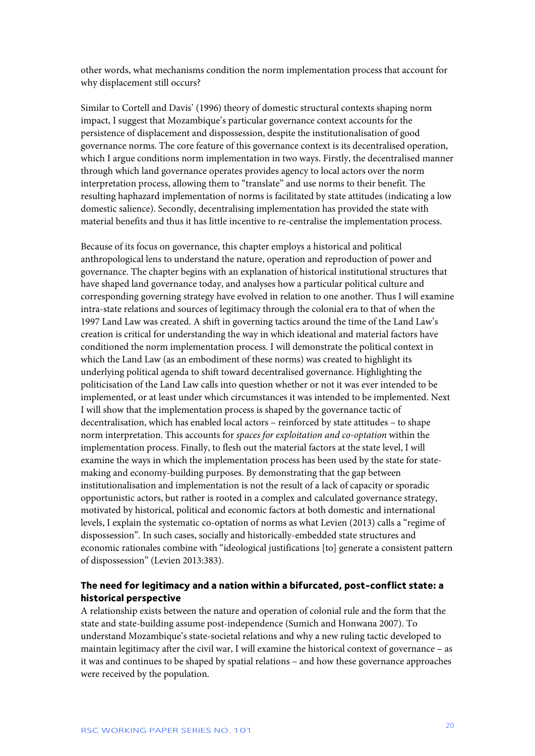other words, what mechanisms condition the norm implementation process that account for why displacement still occurs?

Similar to Cortell and Davis' (1996) theory of domestic structural contexts shaping norm impact, I suggest that Mozambique's particular governance context accounts for the persistence of displacement and dispossession, despite the institutionalisation of good governance norms. The core feature of this governance context is its decentralised operation, which I argue conditions norm implementation in two ways. Firstly, the decentralised manner through which land governance operates provides agency to local actors over the norm interpretation process, allowing them to "translate" and use norms to their benefit. The resulting haphazard implementation of norms is facilitated by state attitudes (indicating a low domestic salience). Secondly, decentralising implementation has provided the state with material benefits and thus it has little incentive to re-centralise the implementation process.

Because of its focus on governance, this chapter employs a historical and political anthropological lens to understand the nature, operation and reproduction of power and governance. The chapter begins with an explanation of historical institutional structures that have shaped land governance today, and analyses how a particular political culture and corresponding governing strategy have evolved in relation to one another. Thus I will examine intra-state relations and sources of legitimacy through the colonial era to that of when the 1997 Land Law was created. A shift in governing tactics around the time of the Land Law's creation is critical for understanding the way in which ideational and material factors have conditioned the norm implementation process. I will demonstrate the political context in which the Land Law (as an embodiment of these norms) was created to highlight its underlying political agenda to shift toward decentralised governance. Highlighting the politicisation of the Land Law calls into question whether or not it was ever intended to be implemented, or at least under which circumstances it was intended to be implemented. Next I will show that the implementation process is shaped by the governance tactic of decentralisation, which has enabled local actors – reinforced by state attitudes – to shape norm interpretation. This accounts for *spaces for exploitation and co-optation* within the implementation process. Finally, to flesh out the material factors at the state level, I will examine the ways in which the implementation process has been used by the state for state-making and economy-building purposes. By demonstrating that the gap between institutionalisation and implementation is not the result of a lack of capacity or sporadic opportunistic actors, but rather is rooted in a complex and calculated governance strategy, motivated by historical, political and economic factors at both domestic and international levels, I explain the systematic co-optation of norms as what Levien (2013) calls a "regime of dispossession". In such cases, socially and historically-embedded state structures and economic rationales combine with "ideological justifications [to] generate a consistent pattern of dispossession" (Levien 2013:383).

### The need for legitimacy and a nation within a bifurcated, post-conflict state: a historical perspective

A relationship exists between the nature and operation of colonial rule and the form that the state and state-building assume post-independence (Sumich and Honwana 2007). To understand Mozambique's state-societal relations and why a new ruling tactic developed to maintain legitimacy after the civil war, I will examine the historical context of governance – as it was and continues to be shaped by spatial relations – and how these governance approaches were received by the population.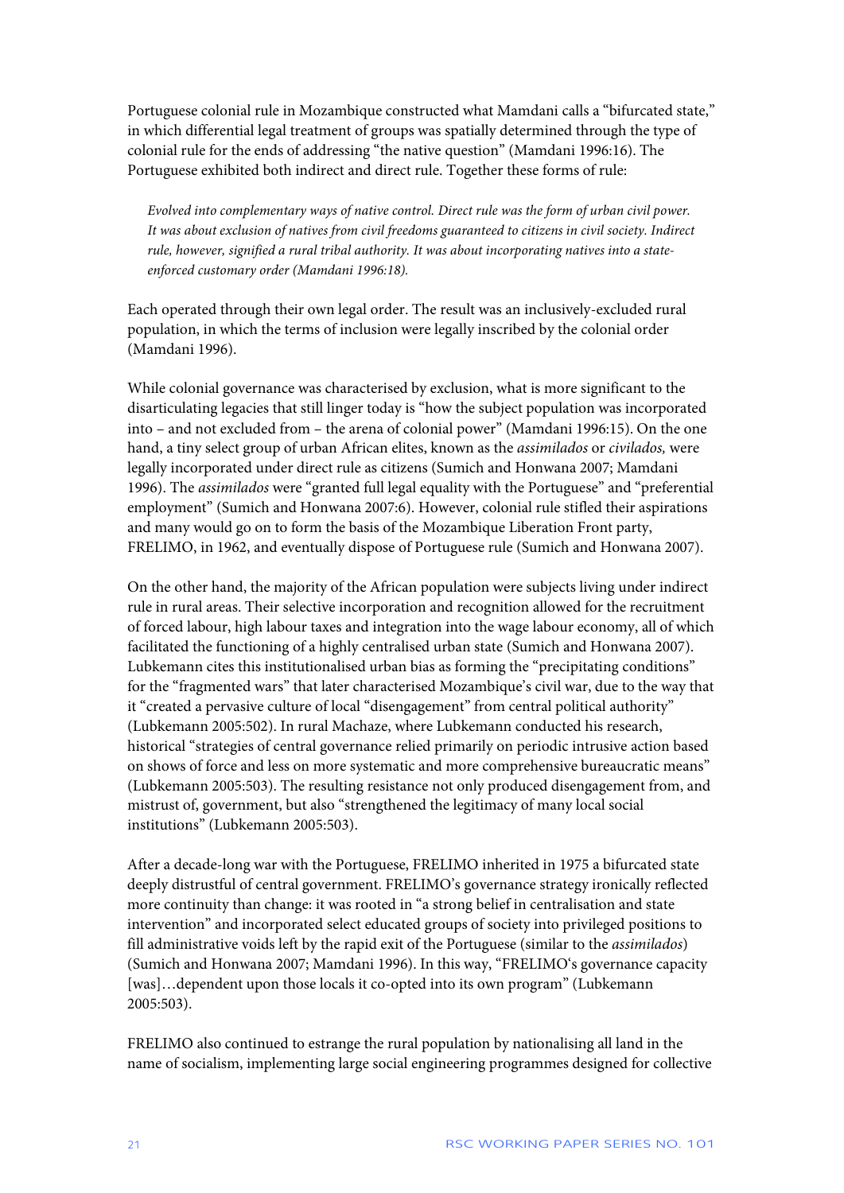Portuguese colonial rule in Mozambique constructed what Mamdani calls a "bifurcated state," in which differential legal treatment of groups was spatially determined through the type of colonial rule for the ends of addressing "the native question" (Mamdani 1996:16). The Portuguese exhibited both indirect and direct rule. Together these forms of rule:

> *Evolved into complementary ways of native control. Direct rule was the form of urban civil power. It was about exclusion of natives from civil freedoms guaranteed to citizens in civil society. Indirect rule, however, signified a rural tribal authority. It was about incorporating natives into a state-enforced customary order (Mamdani 1996:18).*

Each operated through their own legal order. The result was an inclusively-excluded rural population, in which the terms of inclusion were legally inscribed by the colonial order (Mamdani 1996).

While colonial governance was characterised by exclusion, what is more significant to the disarticulating legacies that still linger today is "how the subject population was incorporated into – and not excluded from – the arena of colonial power" (Mamdani 1996:15). On the one hand, a tiny select group of urban African elites, known as the *assimilados* or *civilados,* were legally incorporated under direct rule as citizens (Sumich and Honwana 2007; Mamdani 1996). The *assimilados* were "granted full legal equality with the Portuguese" and "preferential employment" (Sumich and Honwana 2007:6). However, colonial rule stifled their aspirations and many would go on to form the basis of the Mozambique Liberation Front party, FRELIMO, in 1962, and eventually dispose of Portuguese rule (Sumich and Honwana 2007).

On the other hand, the majority of the African population were subjects living under indirect rule in rural areas. Their selective incorporation and recognition allowed for the recruitment of forced labour, high labour taxes and integration into the wage labour economy, all of which facilitated the functioning of a highly centralised urban state (Sumich and Honwana 2007). Lubkemann cites this institutionalised urban bias as forming the "precipitating conditions" for the "fragmented wars" that later characterised Mozambique's civil war, due to the way that it "created a pervasive culture of local "disengagement" from central political authority" (Lubkemann 2005:502). In rural Machaze, where Lubkemann conducted his research, historical "strategies of central governance relied primarily on periodic intrusive action based on shows of force and less on more systematic and more comprehensive bureaucratic means" (Lubkemann 2005:503). The resulting resistance not only produced disengagement from, and mistrust of, government, but also "strengthened the legitimacy of many local social institutions" (Lubkemann 2005:503).

After a decade-long war with the Portuguese, FRELIMO inherited in 1975 a bifurcated state deeply distrustful of central government. FRELIMO's governance strategy ironically reflected more continuity than change: it was rooted in "a strong belief in centralisation and state intervention" and incorporated select educated groups of society into privileged positions to fill administrative voids left by the rapid exit of the Portuguese (similar to the *assimilados*) (Sumich and Honwana 2007; Mamdani 1996). In this way, "FRELIMO's governance capacity [was]…dependent upon those locals it co-opted into its own program" (Lubkemann 2005:503).

FRELIMO also continued to estrange the rural population by nationalising all land in the name of socialism, implementing large social engineering programmes designed for collective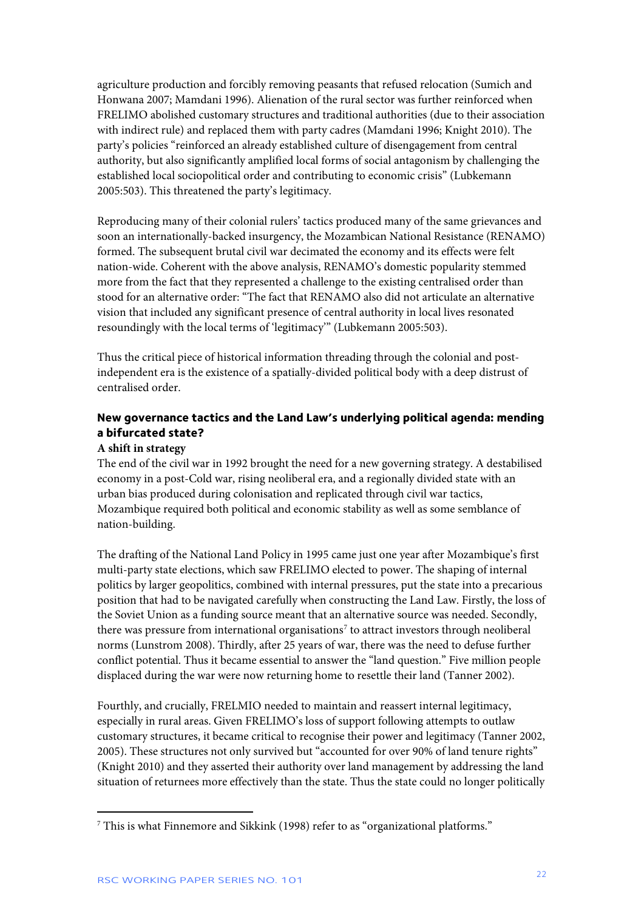agriculture production and forcibly removing peasants that refused relocation (Sumich and Honwana 2007; Mamdani 1996). Alienation of the rural sector was further reinforced when FRELIMO abolished customary structures and traditional authorities (due to their association with indirect rule) and replaced them with party cadres (Mamdani 1996; Knight 2010). The party's policies "reinforced an already established culture of disengagement from central authority, but also significantly amplified local forms of social antagonism by challenging the established local sociopolitical order and contributing to economic crisis" (Lubkemann 2005:503). This threatened the party's legitimacy.

Reproducing many of their colonial rulers' tactics produced many of the same grievances and soon an internationally-backed insurgency, the Mozambican National Resistance (RENAMO) formed. The subsequent brutal civil war decimated the economy and its effects were felt nation-wide. Coherent with the above analysis, RENAMO's domestic popularity stemmed more from the fact that they represented a challenge to the existing centralised order than stood for an alternative order: "The fact that RENAMO also did not articulate an alternative vision that included any significant presence of central authority in local lives resonated resoundingly with the local terms of 'legitimacy'" (Lubkemann 2005:503).

Thus the critical piece of historical information threading through the colonial and post-independent era is the existence of a spatially-divided political body with a deep distrust of centralised order.

### New governance tactics and the Land Law's underlying political agenda: mending a bifurcated state?

#### A shift in strategy

The end of the civil war in 1992 brought the need for a new governing strategy. A destabilised economy in a post-Cold war, rising neoliberal era, and a regionally divided state with an urban bias produced during colonisation and replicated through civil war tactics, Mozambique required both political and economic stability as well as some semblance of nation-building.

The drafting of the National Land Policy in 1995 came just one year after Mozambique's first multi-party state elections, which saw FRELIMO elected to power. The shaping of internal politics by larger geopolitics, combined with internal pressures, put the state into a precarious position that had to be navigated carefully when constructing the Land Law. Firstly, the loss of the Soviet Union as a funding source meant that an alternative source was needed. Secondly, there was pressure from international organisations[7] to attract investors through neoliberal norms (Lunstrom 2008). Thirdly, after 25 years of war, there was the need to defuse further conflict potential. Thus it became essential to answer the "land question." Five million people displaced during the war were now returning home to resettle their land (Tanner 2002).

Fourthly, and crucially, FRELMIO needed to maintain and reassert internal legitimacy, especially in rural areas. Given FRELIMO's loss of support following attempts to outlaw customary structures, it became critical to recognise their power and legitimacy (Tanner 2002, 2005). These structures not only survived but "accounted for over 90% of land tenure rights" (Knight 2010) and they asserted their authority over land management by addressing the land situation of returnees more effectively than the state. Thus the state could no longer politically

[7] This is what Finnemore and Sikkink (1998) refer to as "organizational platforms."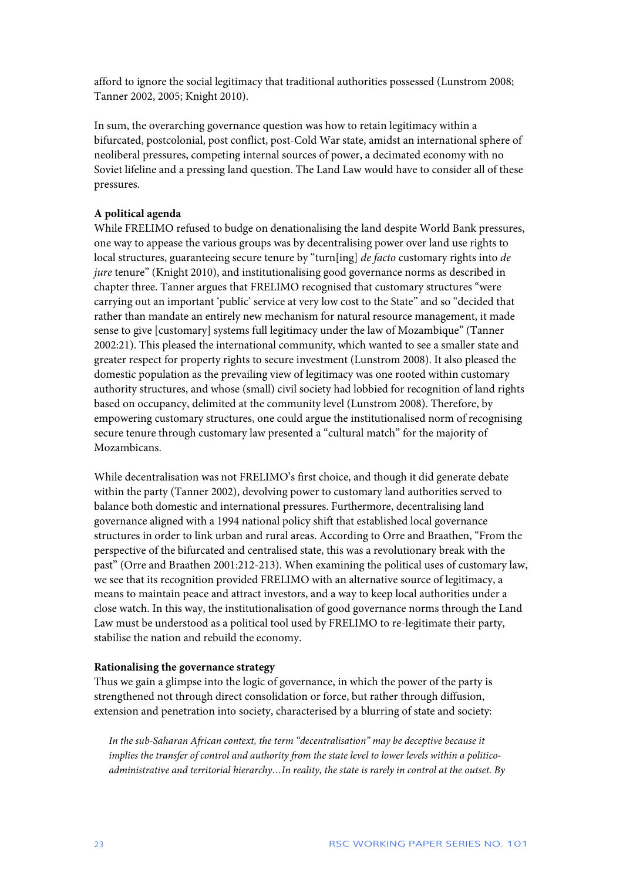afford to ignore the social legitimacy that traditional authorities possessed (Lunstrom 2008; Tanner 2002, 2005; Knight 2010).

In sum, the overarching governance question was how to retain legitimacy within a bifurcated, postcolonial, post conflict, post-Cold War state, amidst an international sphere of neoliberal pressures, competing internal sources of power, a decimated economy with no Soviet lifeline and a pressing land question. The Land Law would have to consider all of these pressures.

**A political agenda**

While FRELIMO refused to budge on denationalising the land despite World Bank pressures, one way to appease the various groups was by decentralising power over land use rights to local structures, guaranteeing secure tenure by "turn[ing] *de facto* customary rights into *de jure* tenure" (Knight 2010), and institutionalising good governance norms as described in chapter three. Tanner argues that FRELIMO recognised that customary structures "were carrying out an important 'public' service at very low cost to the State" and so "decided that rather than mandate an entirely new mechanism for natural resource management, it made sense to give [customary] systems full legitimacy under the law of Mozambique" (Tanner 2002:21). This pleased the international community, which wanted to see a smaller state and greater respect for property rights to secure investment (Lunstrom 2008). It also pleased the domestic population as the prevailing view of legitimacy was one rooted within customary authority structures, and whose (small) civil society had lobbied for recognition of land rights based on occupancy, delimited at the community level (Lunstrom 2008). Therefore, by empowering customary structures, one could argue the institutionalised norm of recognising secure tenure through customary law presented a "cultural match" for the majority of Mozambicans.

While decentralisation was not FRELIMO's first choice, and though it did generate debate within the party (Tanner 2002), devolving power to customary land authorities served to balance both domestic and international pressures. Furthermore, decentralising land governance aligned with a 1994 national policy shift that established local governance structures in order to link urban and rural areas. According to Orre and Braathen, "From the perspective of the bifurcated and centralised state, this was a revolutionary break with the past" (Orre and Braathen 2001:212-213). When examining the political uses of customary law, we see that its recognition provided FRELIMO with an alternative source of legitimacy, a means to maintain peace and attract investors, and a way to keep local authorities under a close watch. In this way, the institutionalisation of good governance norms through the Land Law must be understood as a political tool used by FRELIMO to re-legitimate their party, stabilise the nation and rebuild the economy.

**Rationalising the governance strategy**

Thus we gain a glimpse into the logic of governance, in which the power of the party is strengthened not through direct consolidation or force, but rather through diffusion, extension and penetration into society, characterised by a blurring of state and society:

> *In the sub-Saharan African context, the term "decentralisation" may be deceptive because it implies the transfer of control and authority from the state level to lower levels within a politico-administrative and territorial hierarchy…In reality, the state is rarely in control at the outset. By*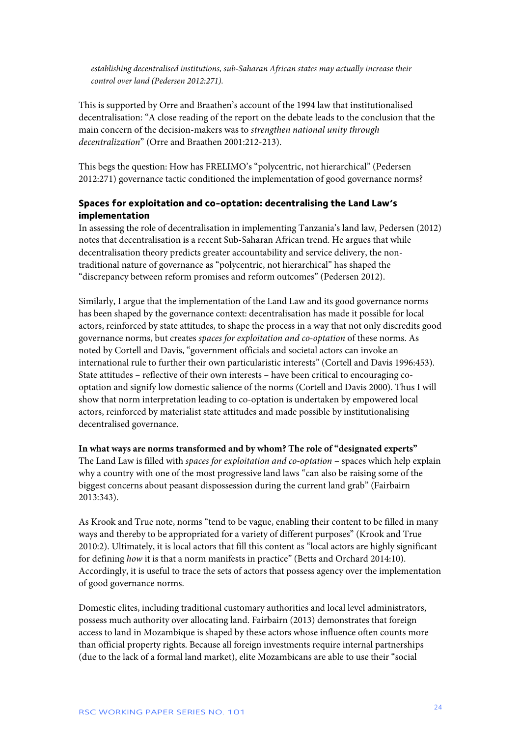*establishing decentralised institutions, sub-Saharan African states may actually increase their control over land (Pedersen 2012:271).*

This is supported by Orre and Braathen's account of the 1994 law that institutionalised decentralisation: "A close reading of the report on the debate leads to the conclusion that the main concern of the decision-makers was to *strengthen national unity through decentralization*" (Orre and Braathen 2001:212-213).

This begs the question: How has FRELIMO's "polycentric, not hierarchical" (Pedersen 2012:271) governance tactic conditioned the implementation of good governance norms?

### Spaces for exploitation and co-optation: decentralising the Land Law's implementation

In assessing the role of decentralisation in implementing Tanzania's land law, Pedersen (2012) notes that decentralisation is a recent Sub-Saharan African trend. He argues that while decentralisation theory predicts greater accountability and service delivery, the non-traditional nature of governance as "polycentric, not hierarchical" has shaped the "discrepancy between reform promises and reform outcomes" (Pedersen 2012).

Similarly, I argue that the implementation of the Land Law and its good governance norms has been shaped by the governance context: decentralisation has made it possible for local actors, reinforced by state attitudes, to shape the process in a way that not only discredits good governance norms, but creates *spaces for exploitation and co-optation* of these norms. As noted by Cortell and Davis, "government officials and societal actors can invoke an international rule to further their own particularistic interests" (Cortell and Davis 1996:453). State attitudes – reflective of their own interests – have been critical to encouraging co-optation and signify low domestic salience of the norms (Cortell and Davis 2000). Thus I will show that norm interpretation leading to co-optation is undertaken by empowered local actors, reinforced by materialist state attitudes and made possible by institutionalising decentralised governance.

**In what ways are norms transformed and by whom? The role of "designated experts"**

The Land Law is filled with *spaces for exploitation and co-optation* – spaces which help explain why a country with one of the most progressive land laws "can also be raising some of the biggest concerns about peasant dispossession during the current land grab" (Fairbairn 2013:343).

As Krook and True note, norms "tend to be vague, enabling their content to be filled in many ways and thereby to be appropriated for a variety of different purposes" (Krook and True 2010:2). Ultimately, it is local actors that fill this content as "local actors are highly significant for defining *how* it is that a norm manifests in practice" (Betts and Orchard 2014:10). Accordingly, it is useful to trace the sets of actors that possess agency over the implementation of good governance norms.

Domestic elites, including traditional customary authorities and local level administrators, possess much authority over allocating land. Fairbairn (2013) demonstrates that foreign access to land in Mozambique is shaped by these actors whose influence often counts more than official property rights. Because all foreign investments require internal partnerships (due to the lack of a formal land market), elite Mozambicans are able to use their "social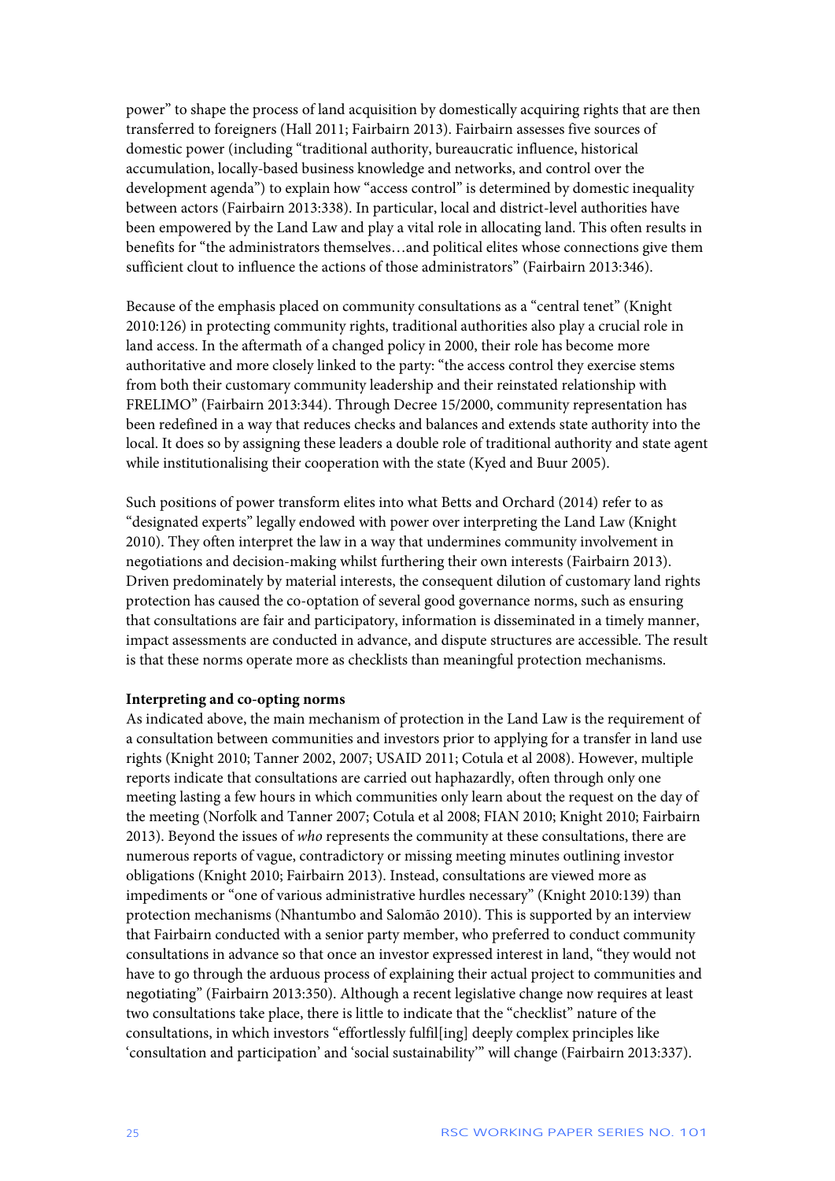power" to shape the process of land acquisition by domestically acquiring rights that are then transferred to foreigners (Hall 2011; Fairbairn 2013). Fairbairn assesses five sources of domestic power (including "traditional authority, bureaucratic influence, historical accumulation, locally-based business knowledge and networks, and control over the development agenda") to explain how "access control" is determined by domestic inequality between actors (Fairbairn 2013:338). In particular, local and district-level authorities have been empowered by the Land Law and play a vital role in allocating land. This often results in benefits for "the administrators themselves…and political elites whose connections give them sufficient clout to influence the actions of those administrators" (Fairbairn 2013:346).

Because of the emphasis placed on community consultations as a "central tenet" (Knight 2010:126) in protecting community rights, traditional authorities also play a crucial role in land access. In the aftermath of a changed policy in 2000, their role has become more authoritative and more closely linked to the party: "the access control they exercise stems from both their customary community leadership and their reinstated relationship with FRELIMO" (Fairbairn 2013:344). Through Decree 15/2000, community representation has been redefined in a way that reduces checks and balances and extends state authority into the local. It does so by assigning these leaders a double role of traditional authority and state agent while institutionalising their cooperation with the state (Kyed and Buur 2005).

Such positions of power transform elites into what Betts and Orchard (2014) refer to as "designated experts" legally endowed with power over interpreting the Land Law (Knight 2010). They often interpret the law in a way that undermines community involvement in negotiations and decision-making whilst furthering their own interests (Fairbairn 2013). Driven predominately by material interests, the consequent dilution of customary land rights protection has caused the co-optation of several good governance norms, such as ensuring that consultations are fair and participatory, information is disseminated in a timely manner, impact assessments are conducted in advance, and dispute structures are accessible. The result is that these norms operate more as checklists than meaningful protection mechanisms.

**Interpreting and co-opting norms**

As indicated above, the main mechanism of protection in the Land Law is the requirement of a consultation between communities and investors prior to applying for a transfer in land use rights (Knight 2010; Tanner 2002, 2007; USAID 2011; Cotula et al 2008). However, multiple reports indicate that consultations are carried out haphazardly, often through only one meeting lasting a few hours in which communities only learn about the request on the day of the meeting (Norfolk and Tanner 2007; Cotula et al 2008; FIAN 2010; Knight 2010; Fairbairn 2013). Beyond the issues of *who* represents the community at these consultations, there are numerous reports of vague, contradictory or missing meeting minutes outlining investor obligations (Knight 2010; Fairbairn 2013). Instead, consultations are viewed more as impediments or "one of various administrative hurdles necessary" (Knight 2010:139) than protection mechanisms (Nhantumbo and Salomão 2010). This is supported by an interview that Fairbairn conducted with a senior party member, who preferred to conduct community consultations in advance so that once an investor expressed interest in land, "they would not have to go through the arduous process of explaining their actual project to communities and negotiating" (Fairbairn 2013:350). Although a recent legislative change now requires at least two consultations take place, there is little to indicate that the "checklist" nature of the consultations, in which investors "effortlessly fulfil[ing] deeply complex principles like 'consultation and participation' and 'social sustainability'" will change (Fairbairn 2013:337).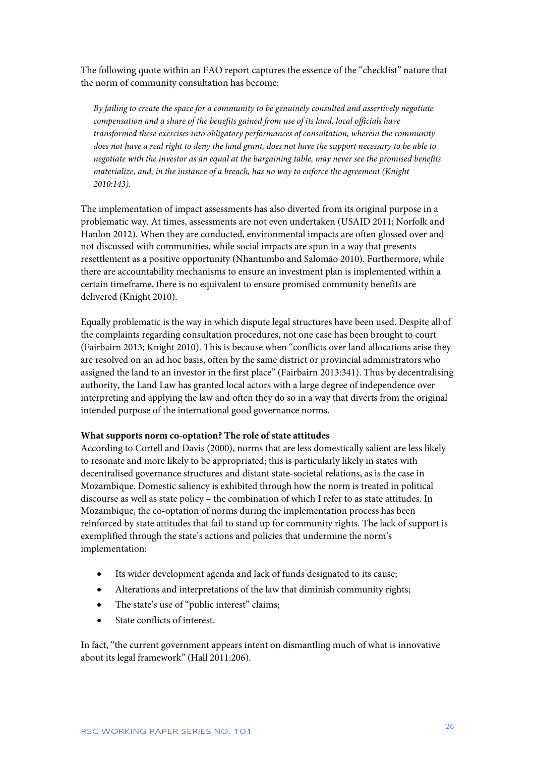The following quote within an FAO report captures the essence of the "checklist" nature that the norm of community consultation has become:

> *By failing to create the space for a community to be genuinely consulted and assertively negotiate compensation and a share of the benefits gained from use of its land, local officials have transformed these exercises into obligatory performances of consultation, wherein the community does not have a real right to deny the land grant, does not have the support necessary to be able to negotiate with the investor as an equal at the bargaining table, may never see the promised benefits materialize, and, in the instance of a breach, has no way to enforce the agreement (Knight 2010:143).*

The implementation of impact assessments has also diverted from its original purpose in a problematic way. At times, assessments are not even undertaken (USAID 2011; Norfolk and Hanlon 2012). When they are conducted, environmental impacts are often glossed over and not discussed with communities, while social impacts are spun in a way that presents resettlement as a positive opportunity (Nhantumbo and Salomão 2010). Furthermore, while there are accountability mechanisms to ensure an investment plan is implemented within a certain timeframe, there is no equivalent to ensure promised community benefits are delivered (Knight 2010).

Equally problematic is the way in which dispute legal structures have been used. Despite all of the complaints regarding consultation procedures, not one case has been brought to court (Fairbairn 2013; Knight 2010). This is because when "conflicts over land allocations arise they are resolved on an ad hoc basis, often by the same district or provincial administrators who assigned the land to an investor in the first place" (Fairbairn 2013:341). Thus by decentralising authority, the Land Law has granted local actors with a large degree of independence over interpreting and applying the law and often they do so in a way that diverts from the original intended purpose of the international good governance norms.

**What supports norm co-optation? The role of state attitudes**

According to Cortell and Davis (2000), norms that are less domestically salient are less likely to resonate and more likely to be appropriated; this is particularly likely in states with decentralised governance structures and distant state-societal relations, as is the case in Mozambique. Domestic saliency is exhibited through how the norm is treated in political discourse as well as state policy – the combination of which I refer to as state attitudes. In Mozambique, the co-optation of norms during the implementation process has been reinforced by state attitudes that fail to stand up for community rights. The lack of support is exemplified through the state's actions and policies that undermine the norm's implementation:

- Its wider development agenda and lack of funds designated to its cause;
- Alterations and interpretations of the law that diminish community rights;
- The state's use of "public interest" claims;
- State conflicts of interest.

In fact, "the current government appears intent on dismantling much of what is innovative about its legal framework" (Hall 2011:206).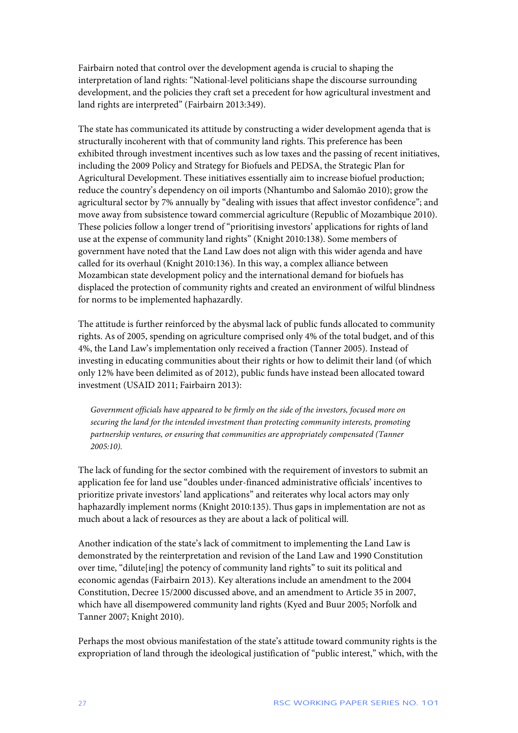Fairbairn noted that control over the development agenda is crucial to shaping the interpretation of land rights: "National-level politicians shape the discourse surrounding development, and the policies they craft set a precedent for how agricultural investment and land rights are interpreted" (Fairbairn 2013:349).

The state has communicated its attitude by constructing a wider development agenda that is structurally incoherent with that of community land rights. This preference has been exhibited through investment incentives such as low taxes and the passing of recent initiatives, including the 2009 Policy and Strategy for Biofuels and PEDSA, the Strategic Plan for Agricultural Development. These initiatives essentially aim to increase biofuel production; reduce the country's dependency on oil imports (Nhantumbo and Salomão 2010); grow the agricultural sector by 7% annually by "dealing with issues that affect investor confidence"; and move away from subsistence toward commercial agriculture (Republic of Mozambique 2010). These policies follow a longer trend of "prioritising investors' applications for rights of land use at the expense of community land rights" (Knight 2010:138). Some members of government have noted that the Land Law does not align with this wider agenda and have called for its overhaul (Knight 2010:136). In this way, a complex alliance between Mozambican state development policy and the international demand for biofuels has displaced the protection of community rights and created an environment of wilful blindness for norms to be implemented haphazardly.

The attitude is further reinforced by the abysmal lack of public funds allocated to community rights. As of 2005, spending on agriculture comprised only 4% of the total budget, and of this 4%, the Land Law's implementation only received a fraction (Tanner 2005). Instead of investing in educating communities about their rights or how to delimit their land (of which only 12% have been delimited as of 2012), public funds have instead been allocated toward investment (USAID 2011; Fairbairn 2013):

> *Government officials have appeared to be firmly on the side of the investors, focused more on securing the land for the intended investment than protecting community interests, promoting partnership ventures, or ensuring that communities are appropriately compensated (Tanner 2005:10).*

The lack of funding for the sector combined with the requirement of investors to submit an application fee for land use "doubles under-financed administrative officials' incentives to prioritize private investors' land applications" and reiterates why local actors may only haphazardly implement norms (Knight 2010:135). Thus gaps in implementation are not as much about a lack of resources as they are about a lack of political will.

Another indication of the state's lack of commitment to implementing the Land Law is demonstrated by the reinterpretation and revision of the Land Law and 1990 Constitution over time, "dilute[ing] the potency of community land rights" to suit its political and economic agendas (Fairbairn 2013). Key alterations include an amendment to the 2004 Constitution, Decree 15/2000 discussed above, and an amendment to Article 35 in 2007, which have all disempowered community land rights (Kyed and Buur 2005; Norfolk and Tanner 2007; Knight 2010).

Perhaps the most obvious manifestation of the state's attitude toward community rights is the expropriation of land through the ideological justification of "public interest," which, with the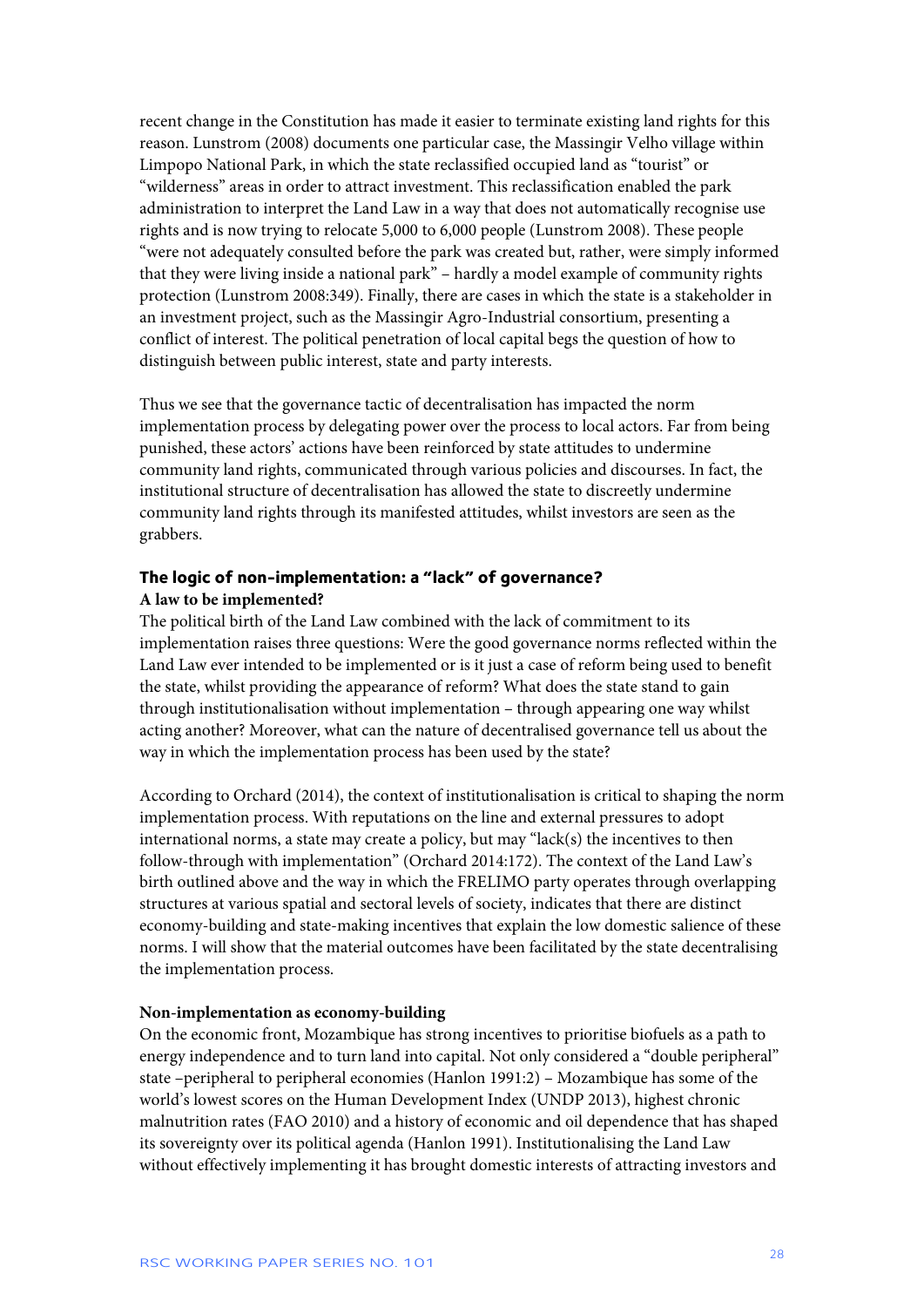recent change in the Constitution has made it easier to terminate existing land rights for this reason. Lunstrom (2008) documents one particular case, the Massingir Velho village within Limpopo National Park, in which the state reclassified occupied land as "tourist" or "wilderness" areas in order to attract investment. This reclassification enabled the park administration to interpret the Land Law in a way that does not automatically recognise use rights and is now trying to relocate 5,000 to 6,000 people (Lunstrom 2008). These people "were not adequately consulted before the park was created but, rather, were simply informed that they were living inside a national park" – hardly a model example of community rights protection (Lunstrom 2008:349). Finally, there are cases in which the state is a stakeholder in an investment project, such as the Massingir Agro-Industrial consortium, presenting a conflict of interest. The political penetration of local capital begs the question of how to distinguish between public interest, state and party interests.

Thus we see that the governance tactic of decentralisation has impacted the norm implementation process by delegating power over the process to local actors. Far from being punished, these actors' actions have been reinforced by state attitudes to undermine community land rights, communicated through various policies and discourses. In fact, the institutional structure of decentralisation has allowed the state to discreetly undermine community land rights through its manifested attitudes, whilst investors are seen as the grabbers.

## The logic of non-implementation: a "lack" of governance?

### A law to be implemented?

The political birth of the Land Law combined with the lack of commitment to its implementation raises three questions: Were the good governance norms reflected within the Land Law ever intended to be implemented or is it just a case of reform being used to benefit the state, whilst providing the appearance of reform? What does the state stand to gain through institutionalisation without implementation – through appearing one way whilst acting another? Moreover, what can the nature of decentralised governance tell us about the way in which the implementation process has been used by the state?

According to Orchard (2014), the context of institutionalisation is critical to shaping the norm implementation process. With reputations on the line and external pressures to adopt international norms, a state may create a policy, but may "lack(s) the incentives to then follow-through with implementation" (Orchard 2014:172). The context of the Land Law's birth outlined above and the way in which the FRELIMO party operates through overlapping structures at various spatial and sectoral levels of society, indicates that there are distinct economy-building and state-making incentives that explain the low domestic salience of these norms. I will show that the material outcomes have been facilitated by the state decentralising the implementation process.

### Non-implementation as economy-building

On the economic front, Mozambique has strong incentives to prioritise biofuels as a path to energy independence and to turn land into capital. Not only considered a "double peripheral" state –peripheral to peripheral economies (Hanlon 1991:2) – Mozambique has some of the world's lowest scores on the Human Development Index (UNDP 2013), highest chronic malnutrition rates (FAO 2010) and a history of economic and oil dependence that has shaped its sovereignty over its political agenda (Hanlon 1991). Institutionalising the Land Law without effectively implementing it has brought domestic interests of attracting investors and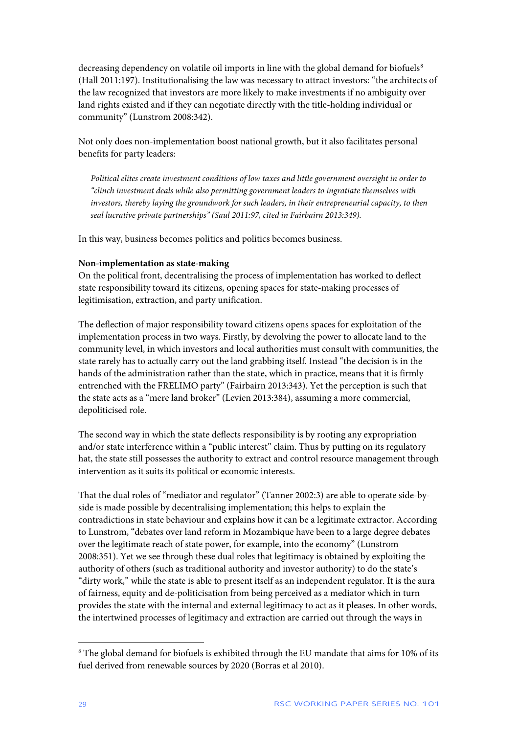decreasing dependency on volatile oil imports in line with the global demand for biofuels[8] (Hall 2011:197). Institutionalising the law was necessary to attract investors: "the architects of the law recognized that investors are more likely to make investments if no ambiguity over land rights existed and if they can negotiate directly with the title-holding individual or community" (Lunstrom 2008:342).

Not only does non-implementation boost national growth, but it also facilitates personal benefits for party leaders:

> *Political elites create investment conditions of low taxes and little government oversight in order to "clinch investment deals while also permitting government leaders to ingratiate themselves with investors, thereby laying the groundwork for such leaders, in their entrepreneurial capacity, to then seal lucrative private partnerships" (Saul 2011:97, cited in Fairbairn 2013:349).*

In this way, business becomes politics and politics becomes business.

**Non-implementation as state-making**

On the political front, decentralising the process of implementation has worked to deflect state responsibility toward its citizens, opening spaces for state-making processes of legitimisation, extraction, and party unification.

The deflection of major responsibility toward citizens opens spaces for exploitation of the implementation process in two ways. Firstly, by devolving the power to allocate land to the community level, in which investors and local authorities must consult with communities, the state rarely has to actually carry out the land grabbing itself. Instead "the decision is in the hands of the administration rather than the state, which in practice, means that it is firmly entrenched with the FRELIMO party" (Fairbairn 2013:343). Yet the perception is such that the state acts as a "mere land broker" (Levien 2013:384), assuming a more commercial, depoliticised role.

The second way in which the state deflects responsibility is by rooting any expropriation and/or state interference within a "public interest" claim. Thus by putting on its regulatory hat, the state still possesses the authority to extract and control resource management through intervention as it suits its political or economic interests.

That the dual roles of "mediator and regulator" (Tanner 2002:3) are able to operate side-by-side is made possible by decentralising implementation; this helps to explain the contradictions in state behaviour and explains how it can be a legitimate extractor. According to Lunstrom, "debates over land reform in Mozambique have been to a large degree debates over the legitimate reach of state power, for example, into the economy" (Lunstrom 2008:351). Yet we see through these dual roles that legitimacy is obtained by exploiting the authority of others (such as traditional authority and investor authority) to do the state's "dirty work," while the state is able to present itself as an independent regulator. It is the aura of fairness, equity and de-politicisation from being perceived as a mediator which in turn provides the state with the internal and external legitimacy to act as it pleases. In other words, the intertwined processes of legitimacy and extraction are carried out through the ways in

---

[8] The global demand for biofuels is exhibited through the EU mandate that aims for 10% of its fuel derived from renewable sources by 2020 (Borras et al 2010).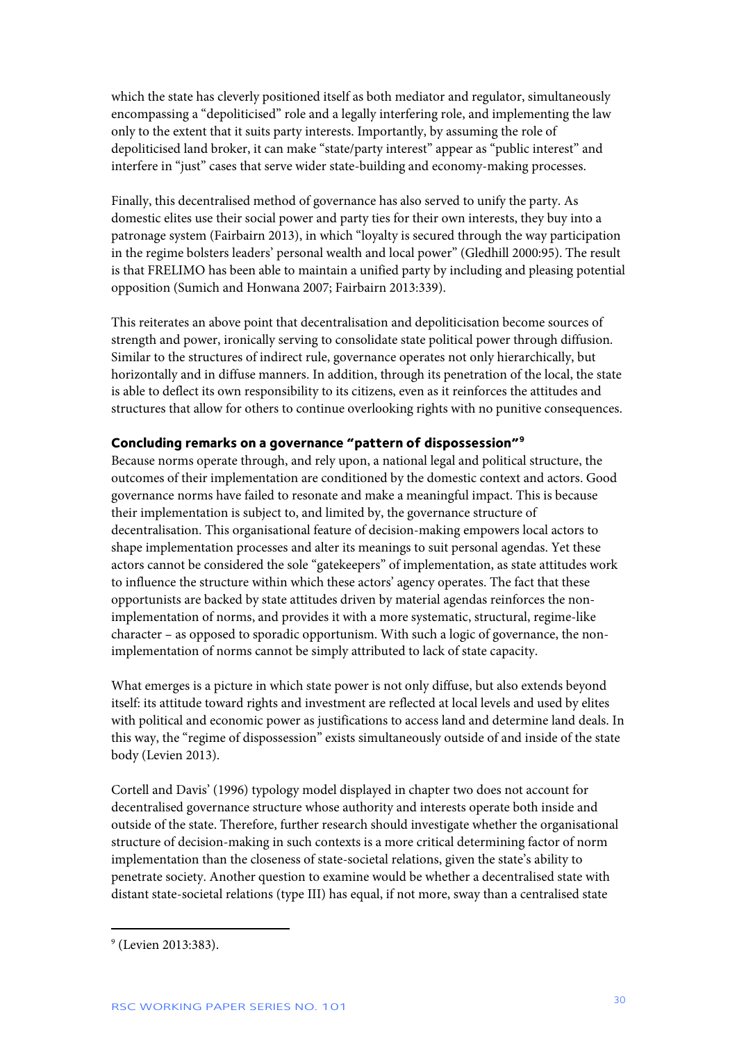which the state has cleverly positioned itself as both mediator and regulator, simultaneously encompassing a "depoliticised" role and a legally interfering role, and implementing the law only to the extent that it suits party interests. Importantly, by assuming the role of depoliticised land broker, it can make "state/party interest" appear as "public interest" and interfere in "just" cases that serve wider state-building and economy-making processes.

Finally, this decentralised method of governance has also served to unify the party. As domestic elites use their social power and party ties for their own interests, they buy into a patronage system (Fairbairn 2013), in which "loyalty is secured through the way participation in the regime bolsters leaders' personal wealth and local power" (Gledhill 2000:95). The result is that FRELIMO has been able to maintain a unified party by including and pleasing potential opposition (Sumich and Honwana 2007; Fairbairn 2013:339).

This reiterates an above point that decentralisation and depoliticisation become sources of strength and power, ironically serving to consolidate state political power through diffusion. Similar to the structures of indirect rule, governance operates not only hierarchically, but horizontally and in diffuse manners. In addition, through its penetration of the local, the state is able to deflect its own responsibility to its citizens, even as it reinforces the attitudes and structures that allow for others to continue overlooking rights with no punitive consequences.

### Concluding remarks on a governance "pattern of dispossession"[9]

Because norms operate through, and rely upon, a national legal and political structure, the outcomes of their implementation are conditioned by the domestic context and actors. Good governance norms have failed to resonate and make a meaningful impact. This is because their implementation is subject to, and limited by, the governance structure of decentralisation. This organisational feature of decision-making empowers local actors to shape implementation processes and alter its meanings to suit personal agendas. Yet these actors cannot be considered the sole "gatekeepers" of implementation, as state attitudes work to influence the structure within which these actors' agency operates. The fact that these opportunists are backed by state attitudes driven by material agendas reinforces the non-implementation of norms, and provides it with a more systematic, structural, regime-like character – as opposed to sporadic opportunism. With such a logic of governance, the non-implementation of norms cannot be simply attributed to lack of state capacity.

What emerges is a picture in which state power is not only diffuse, but also extends beyond itself: its attitude toward rights and investment are reflected at local levels and used by elites with political and economic power as justifications to access land and determine land deals. In this way, the "regime of dispossession" exists simultaneously outside of and inside of the state body (Levien 2013).

Cortell and Davis' (1996) typology model displayed in chapter two does not account for decentralised governance structure whose authority and interests operate both inside and outside of the state. Therefore, further research should investigate whether the organisational structure of decision-making in such contexts is a more critical determining factor of norm implementation than the closeness of state-societal relations, given the state's ability to penetrate society. Another question to examine would be whether a decentralised state with distant state-societal relations (type III) has equal, if not more, sway than a centralised state

---

[9] (Levien 2013:383).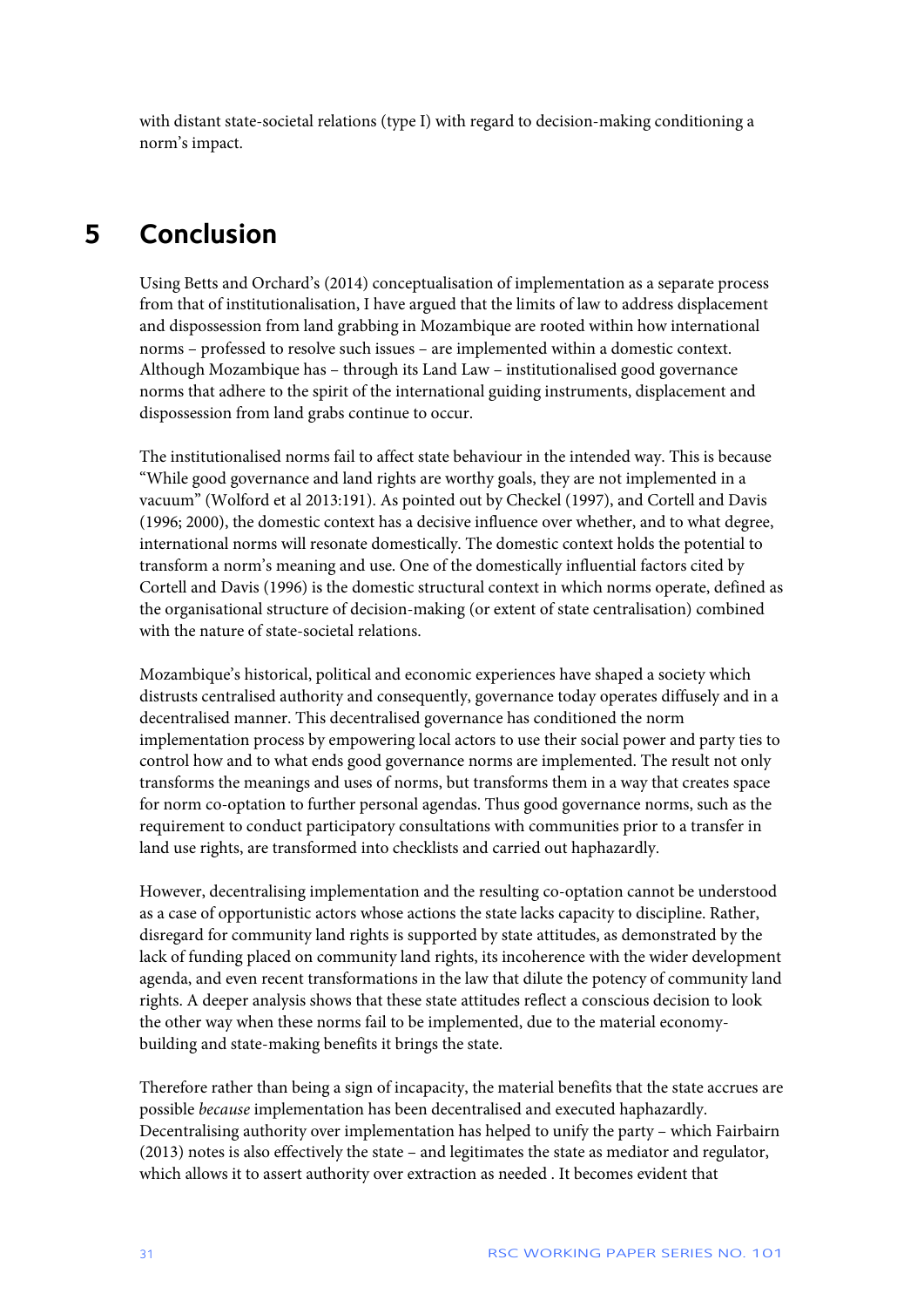with distant state-societal relations (type I) with regard to decision-making conditioning a norm's impact.

# 5 Conclusion

Using Betts and Orchard's (2014) conceptualisation of implementation as a separate process from that of institutionalisation, I have argued that the limits of law to address displacement and dispossession from land grabbing in Mozambique are rooted within how international norms – professed to resolve such issues – are implemented within a domestic context. Although Mozambique has – through its Land Law – institutionalised good governance norms that adhere to the spirit of the international guiding instruments, displacement and dispossession from land grabs continue to occur.

The institutionalised norms fail to affect state behaviour in the intended way. This is because "While good governance and land rights are worthy goals, they are not implemented in a vacuum" (Wolford et al 2013:191). As pointed out by Checkel (1997), and Cortell and Davis (1996; 2000), the domestic context has a decisive influence over whether, and to what degree, international norms will resonate domestically. The domestic context holds the potential to transform a norm's meaning and use. One of the domestically influential factors cited by Cortell and Davis (1996) is the domestic structural context in which norms operate, defined as the organisational structure of decision-making (or extent of state centralisation) combined with the nature of state-societal relations.

Mozambique's historical, political and economic experiences have shaped a society which distrusts centralised authority and consequently, governance today operates diffusely and in a decentralised manner. This decentralised governance has conditioned the norm implementation process by empowering local actors to use their social power and party ties to control how and to what ends good governance norms are implemented. The result not only transforms the meanings and uses of norms, but transforms them in a way that creates space for norm co-optation to further personal agendas. Thus good governance norms, such as the requirement to conduct participatory consultations with communities prior to a transfer in land use rights, are transformed into checklists and carried out haphazardly.

However, decentralising implementation and the resulting co-optation cannot be understood as a case of opportunistic actors whose actions the state lacks capacity to discipline. Rather, disregard for community land rights is supported by state attitudes, as demonstrated by the lack of funding placed on community land rights, its incoherence with the wider development agenda, and even recent transformations in the law that dilute the potency of community land rights. A deeper analysis shows that these state attitudes reflect a conscious decision to look the other way when these norms fail to be implemented, due to the material economy-building and state-making benefits it brings the state.

Therefore rather than being a sign of incapacity, the material benefits that the state accrues are possible *because* implementation has been decentralised and executed haphazardly. Decentralising authority over implementation has helped to unify the party – which Fairbairn (2013) notes is also effectively the state – and legitimates the state as mediator and regulator, which allows it to assert authority over extraction as needed . It becomes evident that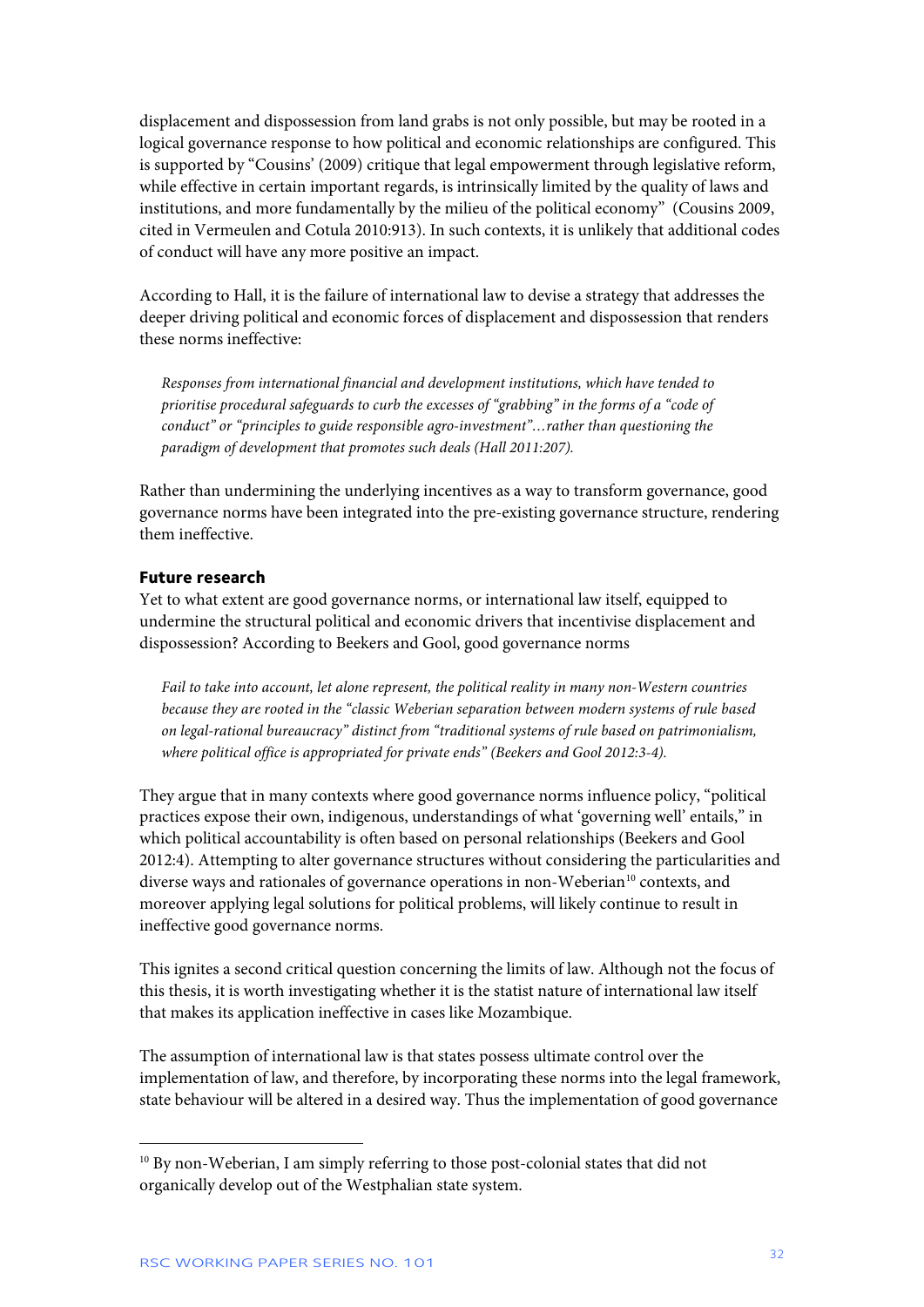displacement and dispossession from land grabs is not only possible, but may be rooted in a logical governance response to how political and economic relationships are configured. This is supported by "Cousins' (2009) critique that legal empowerment through legislative reform, while effective in certain important regards, is intrinsically limited by the quality of laws and institutions, and more fundamentally by the milieu of the political economy" (Cousins 2009, cited in Vermeulen and Cotula 2010:913). In such contexts, it is unlikely that additional codes of conduct will have any more positive an impact.

According to Hall, it is the failure of international law to devise a strategy that addresses the deeper driving political and economic forces of displacement and dispossession that renders these norms ineffective:

> *Responses from international financial and development institutions, which have tended to prioritise procedural safeguards to curb the excesses of "grabbing" in the forms of a "code of conduct" or "principles to guide responsible agro-investment"…rather than questioning the paradigm of development that promotes such deals (Hall 2011:207).*

Rather than undermining the underlying incentives as a way to transform governance, good governance norms have been integrated into the pre-existing governance structure, rendering them ineffective.

### Future research

Yet to what extent are good governance norms, or international law itself, equipped to undermine the structural political and economic drivers that incentivise displacement and dispossession? According to Beekers and Gool, good governance norms

> *Fail to take into account, let alone represent, the political reality in many non-Western countries because they are rooted in the "classic Weberian separation between modern systems of rule based on legal-rational bureaucracy" distinct from "traditional systems of rule based on patrimonialism, where political office is appropriated for private ends" (Beekers and Gool 2012:3-4).*

They argue that in many contexts where good governance norms influence policy, "political practices expose their own, indigenous, understandings of what 'governing well' entails," in which political accountability is often based on personal relationships (Beekers and Gool 2012:4). Attempting to alter governance structures without considering the particularities and diverse ways and rationales of governance operations in non-Weberian[10] contexts, and moreover applying legal solutions for political problems, will likely continue to result in ineffective good governance norms.

This ignites a second critical question concerning the limits of law. Although not the focus of this thesis, it is worth investigating whether it is the statist nature of international law itself that makes its application ineffective in cases like Mozambique.

The assumption of international law is that states possess ultimate control over the implementation of law, and therefore, by incorporating these norms into the legal framework, state behaviour will be altered in a desired way. Thus the implementation of good governance

---

[10] By non-Weberian, I am simply referring to those post-colonial states that did not organically develop out of the Westphalian state system.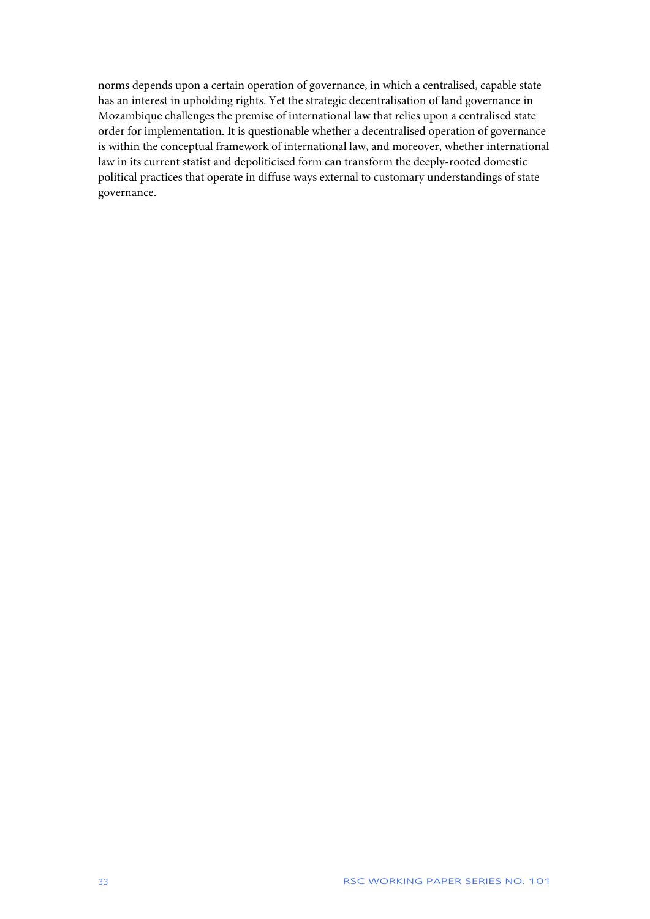norms depends upon a certain operation of governance, in which a centralised, capable state has an interest in upholding rights. Yet the strategic decentralisation of land governance in Mozambique challenges the premise of international law that relies upon a centralised state order for implementation. It is questionable whether a decentralised operation of governance is within the conceptual framework of international law, and moreover, whether international law in its current statist and depoliticised form can transform the deeply-rooted domestic political practices that operate in diffuse ways external to customary understandings of state governance.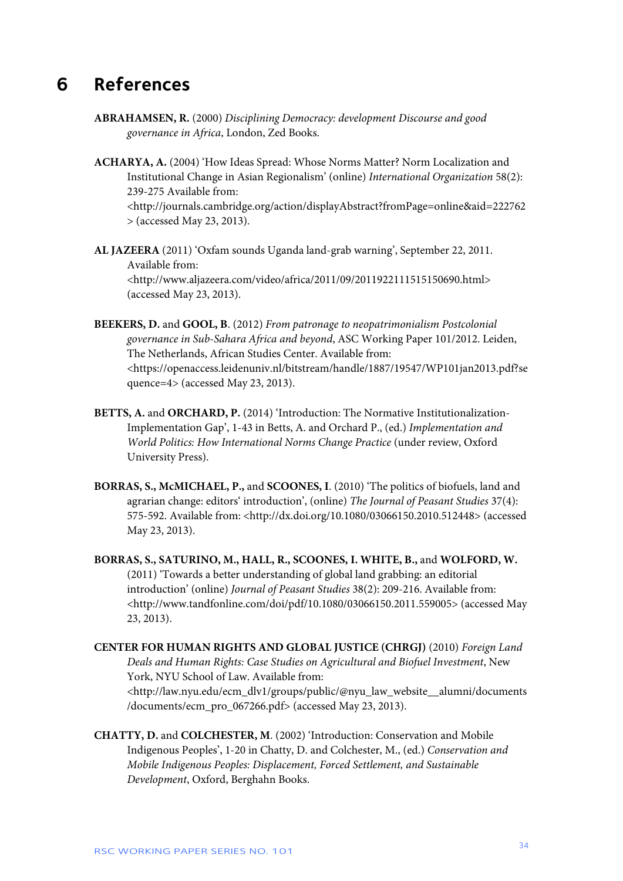# 6 References

**ABRAHAMSEN, R.** (2000) *Disciplining Democracy: development Discourse and good governance in Africa*, London, Zed Books.

**ACHARYA, A.** (2004) 'How Ideas Spread: Whose Norms Matter? Norm Localization and Institutional Change in Asian Regionalism' (online) *International Organization* 58(2): 239-275 Available from: <http://journals.cambridge.org/action/displayAbstract?fromPage=online&aid=222762> (accessed May 23, 2013).

**AL JAZEERA** (2011) 'Oxfam sounds Uganda land-grab warning', September 22, 2011. Available from: <http://www.aljazeera.com/video/africa/2011/09/2011922111515150690.html> (accessed May 23, 2013).

**BEEKERS, D.** and **GOOL, B**. (2012) *From patronage to neopatrimonialism Postcolonial governance in Sub-Sahara Africa and beyond*, ASC Working Paper 101/2012. Leiden, The Netherlands, African Studies Center. Available from: <https://openaccess.leidenuniv.nl/bitstream/handle/1887/19547/WP101jan2013.pdf?sequence=4> (accessed May 23, 2013).

**BETTS, A.** and **ORCHARD, P.** (2014) 'Introduction: The Normative Institutionalization-Implementation Gap', 1-43 in Betts, A. and Orchard P., (ed.) *Implementation and World Politics: How International Norms Change Practice* (under review, Oxford University Press).

**BORRAS, S., McMICHAEL, P.,** and **SCOONES, I**. (2010) 'The politics of biofuels, land and agrarian change: editors' introduction', (online) *The Journal of Peasant Studies* 37(4): 575-592. Available from: <http://dx.doi.org/10.1080/03066150.2010.512448> (accessed May 23, 2013).

**BORRAS, S., SATURINO, M., HALL, R., SCOONES, I. WHITE, B.,** and **WOLFORD, W.** (2011) 'Towards a better understanding of global land grabbing: an editorial introduction' (online) *Journal of Peasant Studies* 38(2): 209-216. Available from: <http://www.tandfonline.com/doi/pdf/10.1080/03066150.2011.559005> (accessed May 23, 2013).

**CENTER FOR HUMAN RIGHTS AND GLOBAL JUSTICE (CHRGJ)** (2010) *Foreign Land Deals and Human Rights: Case Studies on Agricultural and Biofuel Investment*, New York, NYU School of Law. Available from: <http://law.nyu.edu/ecm_dlv1/groups/public/@nyu_law_website__alumni/documents/documents/ecm_pro_067266.pdf> (accessed May 23, 2013).

**CHATTY, D.** and **COLCHESTER, M**. (2002) 'Introduction: Conservation and Mobile Indigenous Peoples', 1-20 in Chatty, D. and Colchester, M., (ed.) *Conservation and Mobile Indigenous Peoples: Displacement, Forced Settlement, and Sustainable Development*, Oxford, Berghahn Books.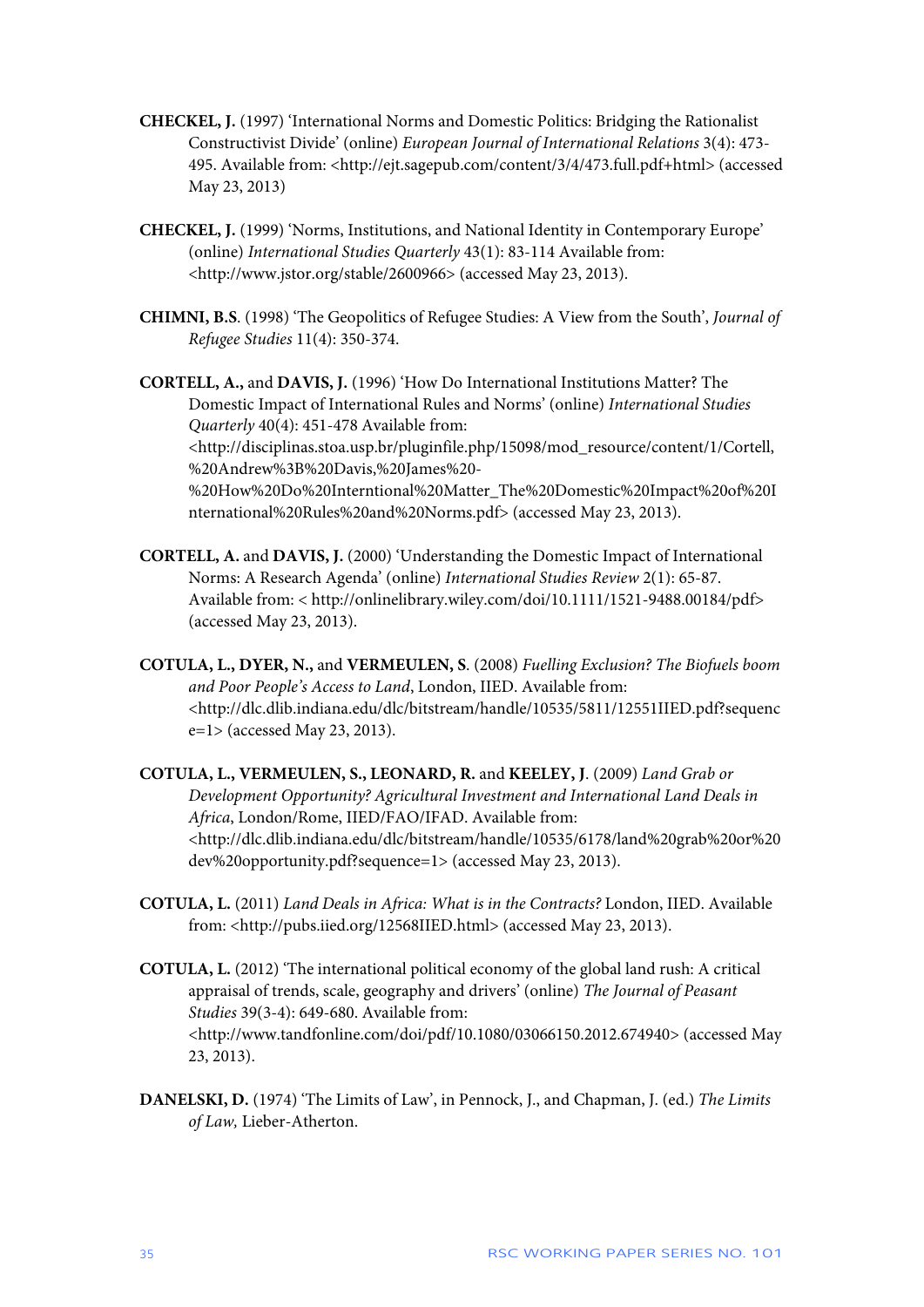**CHECKEL, J.** (1997) 'International Norms and Domestic Politics: Bridging the Rationalist Constructivist Divide' (online) *European Journal of International Relations* 3(4): 473-495. Available from: <http://ejt.sagepub.com/content/3/4/473.full.pdf+html> (accessed May 23, 2013)

**CHECKEL, J.** (1999) 'Norms, Institutions, and National Identity in Contemporary Europe' (online) *International Studies Quarterly* 43(1): 83-114 Available from: <http://www.jstor.org/stable/2600966> (accessed May 23, 2013).

**CHIMNI, B.S**. (1998) 'The Geopolitics of Refugee Studies: A View from the South', *Journal of Refugee Studies* 11(4): 350-374.

**CORTELL, A.,** and **DAVIS, J.** (1996) 'How Do International Institutions Matter? The Domestic Impact of International Rules and Norms' (online) *International Studies Quarterly* 40(4): 451-478 Available from: <http://disciplinas.stoa.usp.br/pluginfile.php/15098/mod_resource/content/1/Cortell,%20Andrew%3B%20Davis,%20James%20-%20How%20Do%20Interntional%20Matter_The%20Domestic%20Impact%20of%20International%20Rules%20and%20Norms.pdf> (accessed May 23, 2013).

**CORTELL, A.** and **DAVIS, J.** (2000) 'Understanding the Domestic Impact of International Norms: A Research Agenda' (online) *International Studies Review* 2(1): 65-87. Available from: < http://onlinelibrary.wiley.com/doi/10.1111/1521-9488.00184/pdf> (accessed May 23, 2013).

**COTULA, L., DYER, N.,** and **VERMEULEN, S**. (2008) *Fuelling Exclusion? The Biofuels boom and Poor People's Access to Land*, London, IIED. Available from: <http://dlc.dlib.indiana.edu/dlc/bitstream/handle/10535/5811/12551IIED.pdf?sequence=1> (accessed May 23, 2013).

**COTULA, L., VERMEULEN, S., LEONARD, R.** and **KEELEY, J**. (2009) *Land Grab or Development Opportunity? Agricultural Investment and International Land Deals in Africa*, London/Rome, IIED/FAO/IFAD. Available from: <http://dlc.dlib.indiana.edu/dlc/bitstream/handle/10535/6178/land%20grab%20or%20dev%20opportunity.pdf?sequence=1> (accessed May 23, 2013).

**COTULA, L.** (2011) *Land Deals in Africa: What is in the Contracts?* London, IIED. Available from: <http://pubs.iied.org/12568IIED.html> (accessed May 23, 2013).

**COTULA, L.** (2012) 'The international political economy of the global land rush: A critical appraisal of trends, scale, geography and drivers' (online) *The Journal of Peasant Studies* 39(3-4): 649-680. Available from: <http://www.tandfonline.com/doi/pdf/10.1080/03066150.2012.674940> (accessed May 23, 2013).

**DANELSKI, D.** (1974) 'The Limits of Law', in Pennock, J., and Chapman, J. (ed.) *The Limits of Law,* Lieber-Atherton.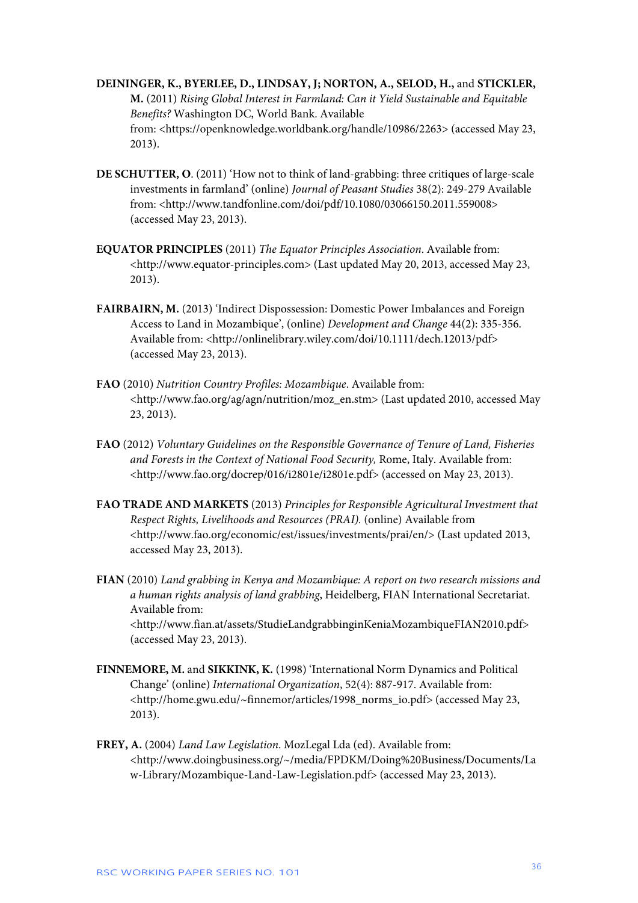**DEININGER, K., BYERLEE, D., LINDSAY, J; NORTON, A., SELOD, H.,** and **STICKLER, M.** (2011) *Rising Global Interest in Farmland: Can it Yield Sustainable and Equitable Benefits?* Washington DC, World Bank. Available from: <https://openknowledge.worldbank.org/handle/10986/2263> (accessed May 23, 2013).

**DE SCHUTTER, O**. (2011) 'How not to think of land-grabbing: three critiques of large-scale investments in farmland' (online) *Journal of Peasant Studies* 38(2): 249-279 Available from: <http://www.tandfonline.com/doi/pdf/10.1080/03066150.2011.559008> (accessed May 23, 2013).

**EQUATOR PRINCIPLES** (2011) *The Equator Principles Association*. Available from: <http://www.equator-principles.com> (Last updated May 20, 2013, accessed May 23, 2013).

**FAIRBAIRN, M.** (2013) 'Indirect Dispossession: Domestic Power Imbalances and Foreign Access to Land in Mozambique', (online) *Development and Change* 44(2): 335-356. Available from: <http://onlinelibrary.wiley.com/doi/10.1111/dech.12013/pdf> (accessed May 23, 2013).

**FAO** (2010) *Nutrition Country Profiles: Mozambique*. Available from: <http://www.fao.org/ag/agn/nutrition/moz_en.stm> (Last updated 2010, accessed May 23, 2013).

**FAO** (2012) *Voluntary Guidelines on the Responsible Governance of Tenure of Land, Fisheries and Forests in the Context of National Food Security,* Rome, Italy. Available from: <http://www.fao.org/docrep/016/i2801e/i2801e.pdf> (accessed on May 23, 2013).

**FAO TRADE AND MARKETS** (2013) *Principles for Responsible Agricultural Investment that Respect Rights, Livelihoods and Resources (PRAI).* (online) Available from <http://www.fao.org/economic/est/issues/investments/prai/en/> (Last updated 2013, accessed May 23, 2013).

**FIAN** (2010) *Land grabbing in Kenya and Mozambique: A report on two research missions and a human rights analysis of land grabbing*, Heidelberg, FIAN International Secretariat. Available from: <http://www.fian.at/assets/StudieLandgrabbinginKeniaMozambiqueFIAN2010.pdf> (accessed May 23, 2013).

**FINNEMORE, M.** and **SIKKINK, K.** (1998) 'International Norm Dynamics and Political Change' (online) *International Organization*, 52(4): 887-917. Available from: <http://home.gwu.edu/~finnemor/articles/1998_norms_io.pdf> (accessed May 23, 2013).

**FREY, A.** (2004) *Land Law Legislation*. MozLegal Lda (ed). Available from: <http://www.doingbusiness.org/~/media/FPDKM/Doing%20Business/Documents/Law-Library/Mozambique-Land-Law-Legislation.pdf> (accessed May 23, 2013).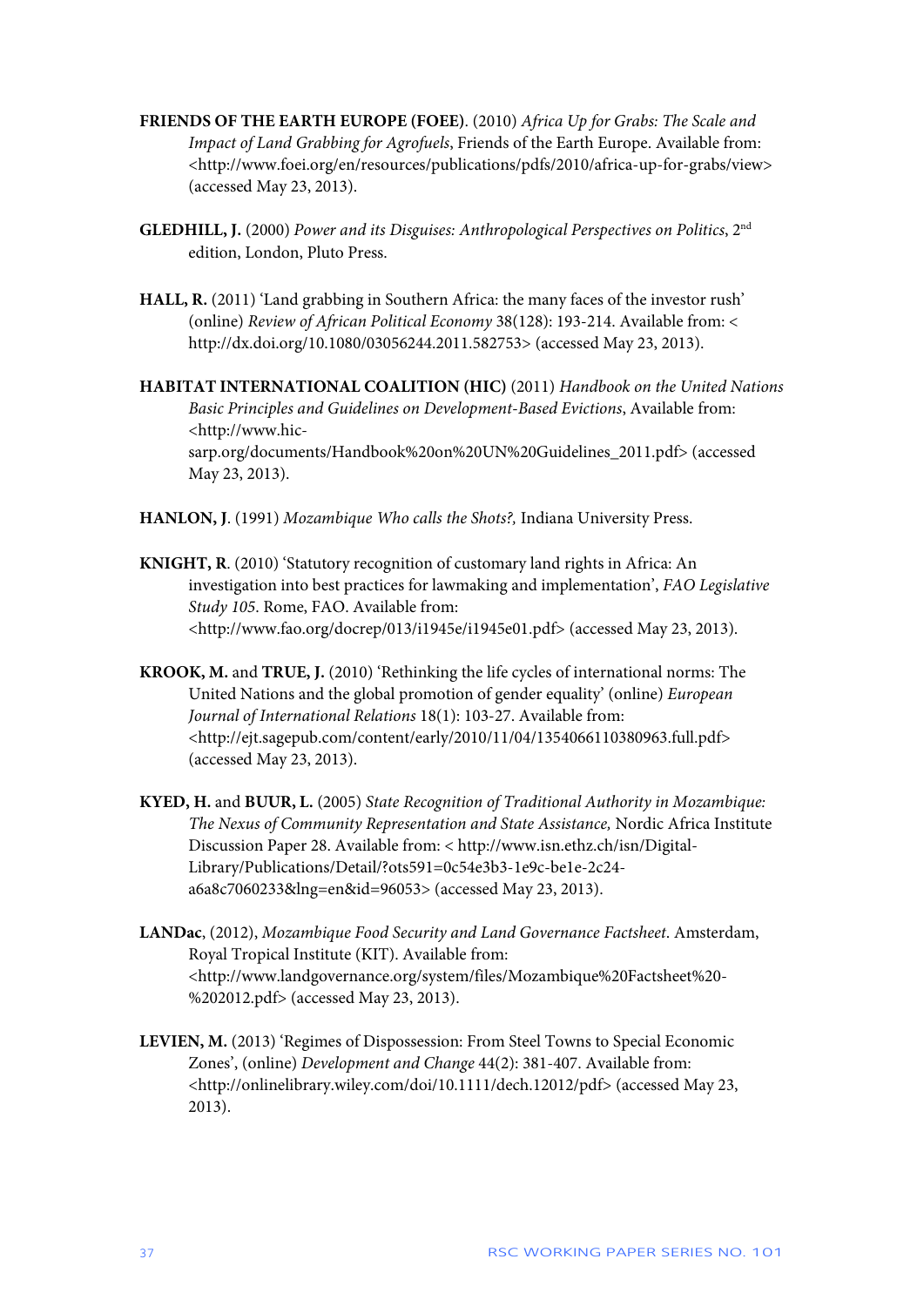**FRIENDS OF THE EARTH EUROPE (FOEE)**. (2010) *Africa Up for Grabs: The Scale and Impact of Land Grabbing for Agrofuels*, Friends of the Earth Europe. Available from: <http://www.foei.org/en/resources/publications/pdfs/2010/africa-up-for-grabs/view> (accessed May 23, 2013).

**GLEDHILL, J.** (2000) *Power and its Disguises: Anthropological Perspectives on Politics*, 2nd edition, London, Pluto Press.

**HALL, R.** (2011) 'Land grabbing in Southern Africa: the many faces of the investor rush' (online) *Review of African Political Economy* 38(128): 193-214. Available from: < http://dx.doi.org/10.1080/03056244.2011.582753> (accessed May 23, 2013).

**HABITAT INTERNATIONAL COALITION (HIC)** (2011) *Handbook on the United Nations Basic Principles and Guidelines on Development-Based Evictions*, Available from: <http://www.hic-sarp.org/documents/Handbook%20on%20UN%20Guidelines_2011.pdf> (accessed May 23, 2013).

**HANLON, J**. (1991) *Mozambique Who calls the Shots?,* Indiana University Press.

**KNIGHT, R**. (2010) 'Statutory recognition of customary land rights in Africa: An investigation into best practices for lawmaking and implementation', *FAO Legislative Study 105*. Rome, FAO. Available from: <http://www.fao.org/docrep/013/i1945e/i1945e01.pdf> (accessed May 23, 2013).

**KROOK, M.** and **TRUE, J.** (2010) 'Rethinking the life cycles of international norms: The United Nations and the global promotion of gender equality' (online) *European Journal of International Relations* 18(1): 103-27. Available from: <http://ejt.sagepub.com/content/early/2010/11/04/1354066110380963.full.pdf> (accessed May 23, 2013).

**KYED, H.** and **BUUR, L.** (2005) *State Recognition of Traditional Authority in Mozambique: The Nexus of Community Representation and State Assistance,* Nordic Africa Institute Discussion Paper 28. Available from: < http://www.isn.ethz.ch/isn/Digital-Library/Publications/Detail/?ots591=0c54e3b3-1e9c-be1e-2c24-a6a8c7060233&lng=en&id=96053> (accessed May 23, 2013).

**LANDac**, (2012), *Mozambique Food Security and Land Governance Factsheet*. Amsterdam, Royal Tropical Institute (KIT). Available from: <http://www.landgovernance.org/system/files/Mozambique%20Factsheet%20-%202012.pdf> (accessed May 23, 2013).

**LEVIEN, M.** (2013) 'Regimes of Dispossession: From Steel Towns to Special Economic Zones', (online) *Development and Change* 44(2): 381-407. Available from: <http://onlinelibrary.wiley.com/doi/10.1111/dech.12012/pdf> (accessed May 23, 2013).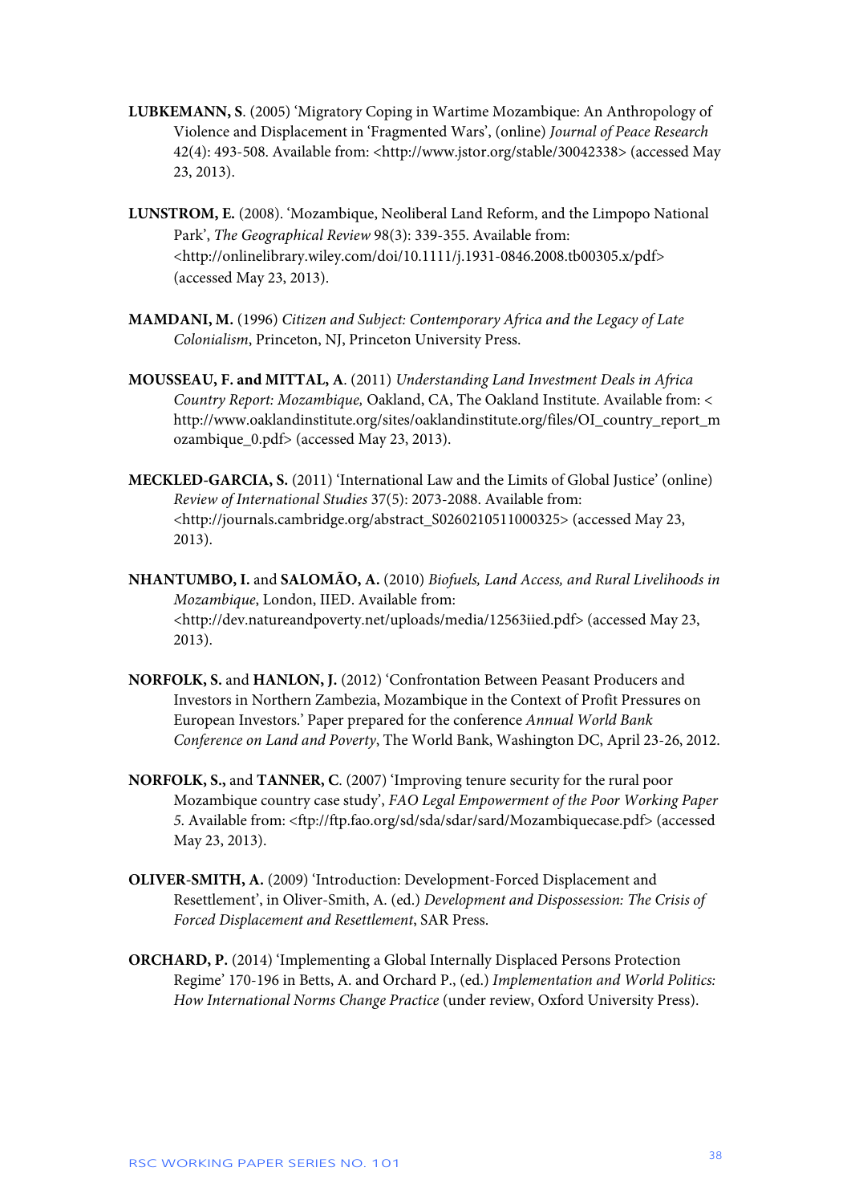**LUBKEMANN, S**. (2005) 'Migratory Coping in Wartime Mozambique: An Anthropology of Violence and Displacement in 'Fragmented Wars', (online) *Journal of Peace Research* 42(4): 493-508. Available from: <http://www.jstor.org/stable/30042338> (accessed May 23, 2013).

**LUNSTROM, E.** (2008). 'Mozambique, Neoliberal Land Reform, and the Limpopo National Park', *The Geographical Review* 98(3): 339-355. Available from: <http://onlinelibrary.wiley.com/doi/10.1111/j.1931-0846.2008.tb00305.x/pdf> (accessed May 23, 2013).

**MAMDANI, M.** (1996) *Citizen and Subject: Contemporary Africa and the Legacy of Late Colonialism*, Princeton, NJ, Princeton University Press.

**MOUSSEAU, F. and MITTAL, A**. (2011) *Understanding Land Investment Deals in Africa Country Report: Mozambique,* Oakland, CA, The Oakland Institute. Available from: < http://www.oaklandinstitute.org/sites/oaklandinstitute.org/files/OI_country_report_mozambique_0.pdf> (accessed May 23, 2013).

**MECKLED-GARCIA, S.** (2011) 'International Law and the Limits of Global Justice' (online) *Review of International Studies* 37(5): 2073-2088. Available from: <http://journals.cambridge.org/abstract_S0260210511000325> (accessed May 23, 2013).

**NHANTUMBO, I.** and **SALOMÃO, A.** (2010) *Biofuels, Land Access, and Rural Livelihoods in Mozambique*, London, IIED. Available from: <http://dev.natureandpoverty.net/uploads/media/12563iied.pdf> (accessed May 23, 2013).

**NORFOLK, S.** and **HANLON, J.** (2012) 'Confrontation Between Peasant Producers and Investors in Northern Zambezia, Mozambique in the Context of Profit Pressures on European Investors.' Paper prepared for the conference *Annual World Bank Conference on Land and Poverty*, The World Bank, Washington DC, April 23-26, 2012.

**NORFOLK, S.,** and **TANNER, C**. (2007) 'Improving tenure security for the rural poor Mozambique country case study', *FAO Legal Empowerment of the Poor Working Paper 5*. Available from: <ftp://ftp.fao.org/sd/sda/sdar/sard/Mozambiquecase.pdf> (accessed May 23, 2013).

**OLIVER-SMITH, A.** (2009) 'Introduction: Development-Forced Displacement and Resettlement', in Oliver-Smith, A. (ed.) *Development and Dispossession: The Crisis of Forced Displacement and Resettlement*, SAR Press.

**ORCHARD, P.** (2014) 'Implementing a Global Internally Displaced Persons Protection Regime' 170-196 in Betts, A. and Orchard P., (ed.) *Implementation and World Politics: How International Norms Change Practice* (under review, Oxford University Press).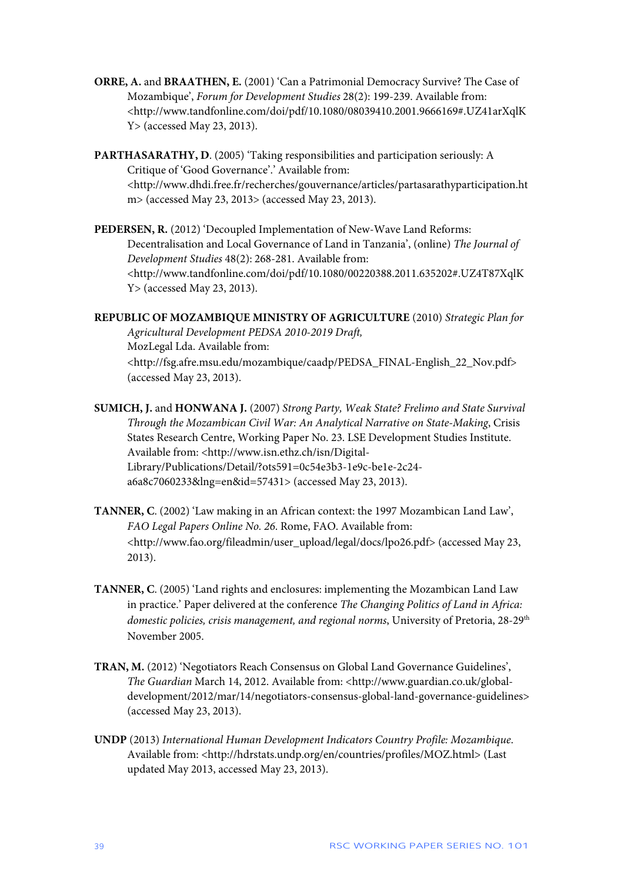**ORRE, A.** and **BRAATHEN, E.** (2001) 'Can a Patrimonial Democracy Survive? The Case of Mozambique', *Forum for Development Studies* 28(2): 199-239. Available from: <http://www.tandfonline.com/doi/pdf/10.1080/08039410.2001.9666169#.UZ41arXqlKY> (accessed May 23, 2013).

**PARTHASARATHY, D**. (2005) 'Taking responsibilities and participation seriously: A Critique of 'Good Governance'.' Available from: <http://www.dhdi.free.fr/recherches/gouvernance/articles/partasarathyparticipation.htm> (accessed May 23, 2013> (accessed May 23, 2013).

**PEDERSEN, R.** (2012) 'Decoupled Implementation of New-Wave Land Reforms: Decentralisation and Local Governance of Land in Tanzania', (online) *The Journal of Development Studies* 48(2): 268-281. Available from: <http://www.tandfonline.com/doi/pdf/10.1080/00220388.2011.635202#.UZ4T87XqlKY> (accessed May 23, 2013).

**REPUBLIC OF MOZAMBIQUE MINISTRY OF AGRICULTURE** (2010) *Strategic Plan for Agricultural Development PEDSA 2010-2019 Draft,* MozLegal Lda. Available from: <http://fsg.afre.msu.edu/mozambique/caadp/PEDSA_FINAL-English_22_Nov.pdf> (accessed May 23, 2013).

**SUMICH, J.** and **HONWANA J.** (2007) *Strong Party, Weak State? Frelimo and State Survival Through the Mozambican Civil War: An Analytical Narrative on State-Making*, Crisis States Research Centre, Working Paper No. 23. LSE Development Studies Institute. Available from: <http://www.isn.ethz.ch/isn/Digital-Library/Publications/Detail/?ots591=0c54e3b3-1e9c-be1e-2c24-a6a8c7060233&lng=en&id=57431> (accessed May 23, 2013).

**TANNER, C**. (2002) 'Law making in an African context: the 1997 Mozambican Land Law', *FAO Legal Papers Online No. 26.* Rome, FAO. Available from: <http://www.fao.org/fileadmin/user_upload/legal/docs/lpo26.pdf> (accessed May 23, 2013).

**TANNER, C**. (2005) 'Land rights and enclosures: implementing the Mozambican Land Law in practice.' Paper delivered at the conference *The Changing Politics of Land in Africa: domestic policies, crisis management, and regional norms*, University of Pretoria, 28-29th November 2005.

**TRAN, M.** (2012) 'Negotiators Reach Consensus on Global Land Governance Guidelines', *The Guardian* March 14, 2012. Available from: <http://www.guardian.co.uk/global-development/2012/mar/14/negotiators-consensus-global-land-governance-guidelines> (accessed May 23, 2013).

**UNDP** (2013) *International Human Development Indicators Country Profile: Mozambique*. Available from: <http://hdrstats.undp.org/en/countries/profiles/MOZ.html> (Last updated May 2013, accessed May 23, 2013).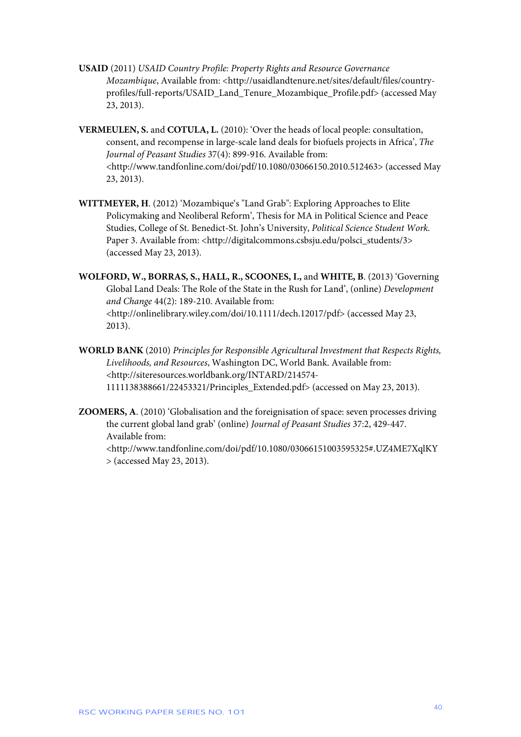**USAID** (2011) *USAID Country Profile: Property Rights and Resource Governance Mozambique*, Available from: <http://usaidlandtenure.net/sites/default/files/country-profiles/full-reports/USAID_Land_Tenure_Mozambique_Profile.pdf> (accessed May 23, 2013).

**VERMEULEN, S.** and **COTULA, L.** (2010): 'Over the heads of local people: consultation, consent, and recompense in large-scale land deals for biofuels projects in Africa', *The Journal of Peasant Studies* 37(4): 899-916. Available from: <http://www.tandfonline.com/doi/pdf/10.1080/03066150.2010.512463> (accessed May 23, 2013).

**WITTMEYER, H**. (2012) 'Mozambique's "Land Grab": Exploring Approaches to Elite Policymaking and Neoliberal Reform', Thesis for MA in Political Science and Peace Studies, College of St. Benedict-St. John's University, *Political Science Student Work.* Paper 3. Available from: <http://digitalcommons.csbsju.edu/polsci_students/3> (accessed May 23, 2013).

**WOLFORD, W., BORRAS, S., HALL, R., SCOONES, I.,** and **WHITE, B**. (2013) 'Governing Global Land Deals: The Role of the State in the Rush for Land', (online) *Development and Change* 44(2): 189-210. Available from: <http://onlinelibrary.wiley.com/doi/10.1111/dech.12017/pdf> (accessed May 23, 2013).

**WORLD BANK** (2010) *Principles for Responsible Agricultural Investment that Respects Rights, Livelihoods, and Resources*, Washington DC, World Bank. Available from: <http://siteresources.worldbank.org/INTARD/214574-1111138388661/22453321/Principles_Extended.pdf> (accessed on May 23, 2013).

**ZOOMERS, A**. (2010) 'Globalisation and the foreignisation of space: seven processes driving the current global land grab' (online) *Journal of Peasant Studies* 37:2, 429-447. Available from: <http://www.tandfonline.com/doi/pdf/10.1080/03066151003595325#.UZ4ME7XqlKY> (accessed May 23, 2013).